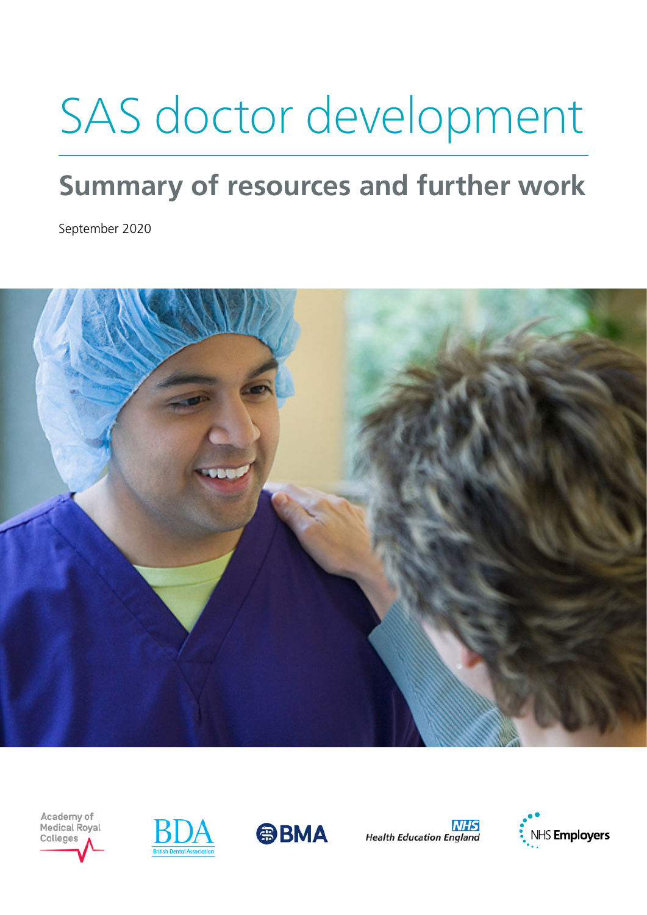# SAS doctor development

## Summary of resources and further work

September 2020

Academy of Medical Royal Colleges

BDA British Dental Association

BMA

NHS Health Education England

NHS Employers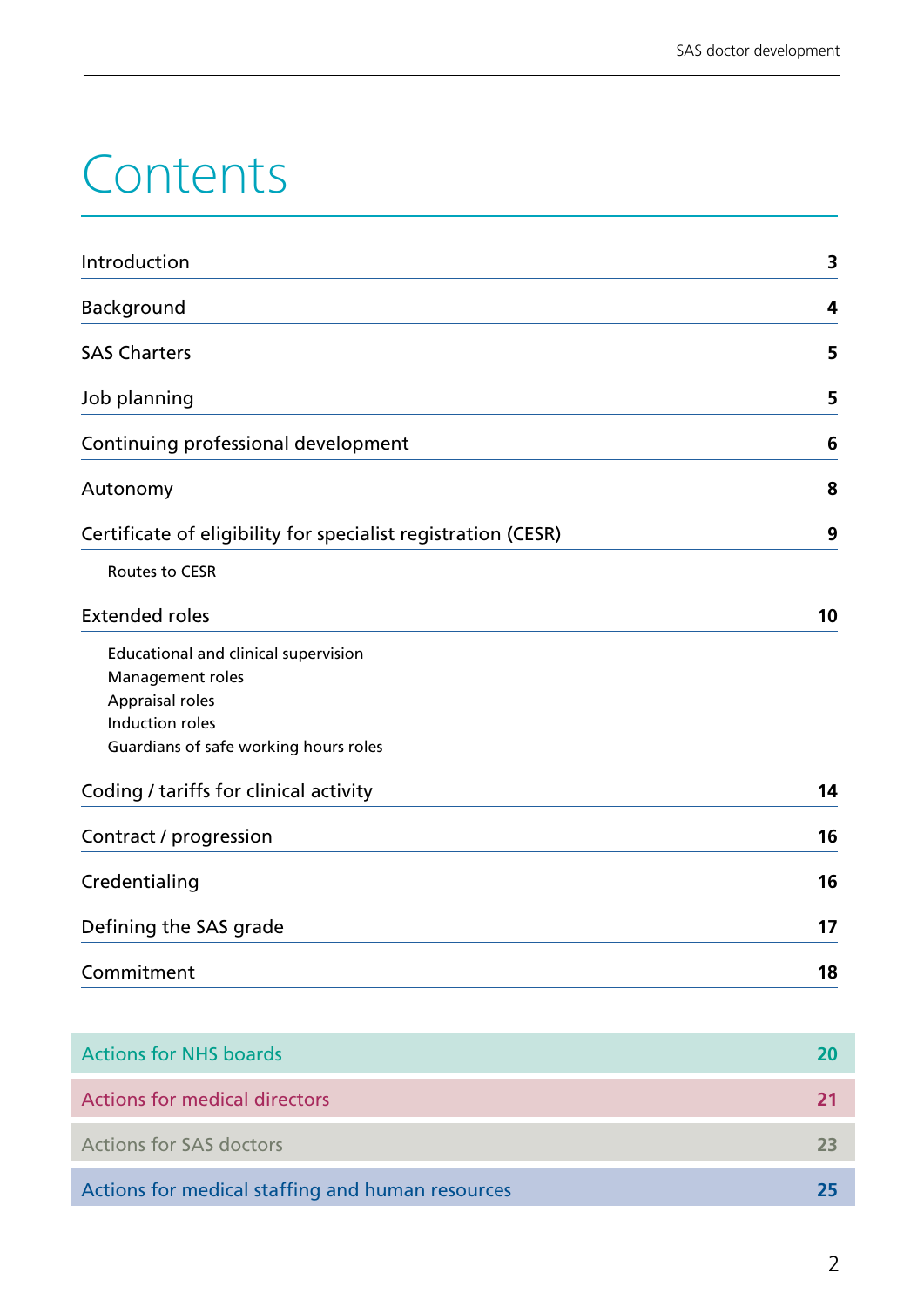# Contents

| | |
|---|---|
| Introduction | 3 |
| Background | 4 |
| SAS Charters | 5 |
| Job planning | 5 |
| Continuing professional development | 6 |
| Autonomy | 8 |
| Certificate of eligibility for specialist registration (CESR) | 9 |
| &nbsp;&nbsp;&nbsp;&nbsp;Routes to CESR | |
| Extended roles | 10 |
| &nbsp;&nbsp;&nbsp;&nbsp;Educational and clinical supervision | |
| &nbsp;&nbsp;&nbsp;&nbsp;Management roles | |
| &nbsp;&nbsp;&nbsp;&nbsp;Appraisal roles | |
| &nbsp;&nbsp;&nbsp;&nbsp;Induction roles | |
| &nbsp;&nbsp;&nbsp;&nbsp;Guardians of safe working hours roles | |
| Coding / tariffs for clinical activity | 14 |
| Contract / progression | 16 |
| Credentialing | 16 |
| Defining the SAS grade | 17 |
| Commitment | 18 |
| Actions for NHS boards | 20 |
| Actions for medical directors | 21 |
| Actions for SAS doctors | 23 |
| Actions for medical staffing and human resources | 25 |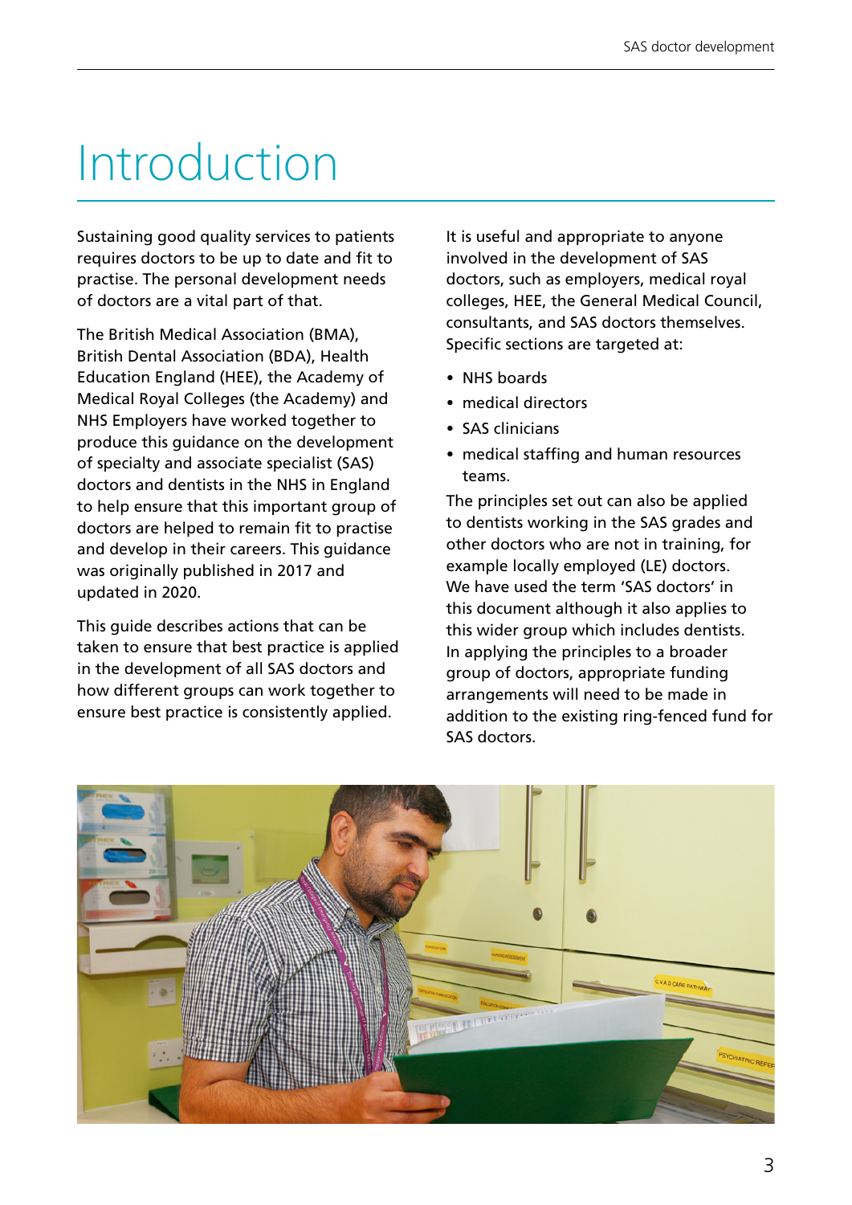# Introduction

Sustaining good quality services to patients requires doctors to be up to date and fit to practise. The personal development needs of doctors are a vital part of that.

The British Medical Association (BMA), British Dental Association (BDA), Health Education England (HEE), the Academy of Medical Royal Colleges (the Academy) and NHS Employers have worked together to produce this guidance on the development of specialty and associate specialist (SAS) doctors and dentists in the NHS in England to help ensure that this important group of doctors are helped to remain fit to practise and develop in their careers. This guidance was originally published in 2017 and updated in 2020.

This guide describes actions that can be taken to ensure that best practice is applied in the development of all SAS doctors and how different groups can work together to ensure best practice is consistently applied.

It is useful and appropriate to anyone involved in the development of SAS doctors, such as employers, medical royal colleges, HEE, the General Medical Council, consultants, and SAS doctors themselves. Specific sections are targeted at:

- NHS boards
- medical directors
- SAS clinicians
- medical staffing and human resources teams.

The principles set out can also be applied to dentists working in the SAS grades and other doctors who are not in training, for example locally employed (LE) doctors. We have used the term 'SAS doctors' in this document although it also applies to this wider group which includes dentists. In applying the principles to a broader group of doctors, appropriate funding arrangements will need to be made in addition to the existing ring-fenced fund for SAS doctors.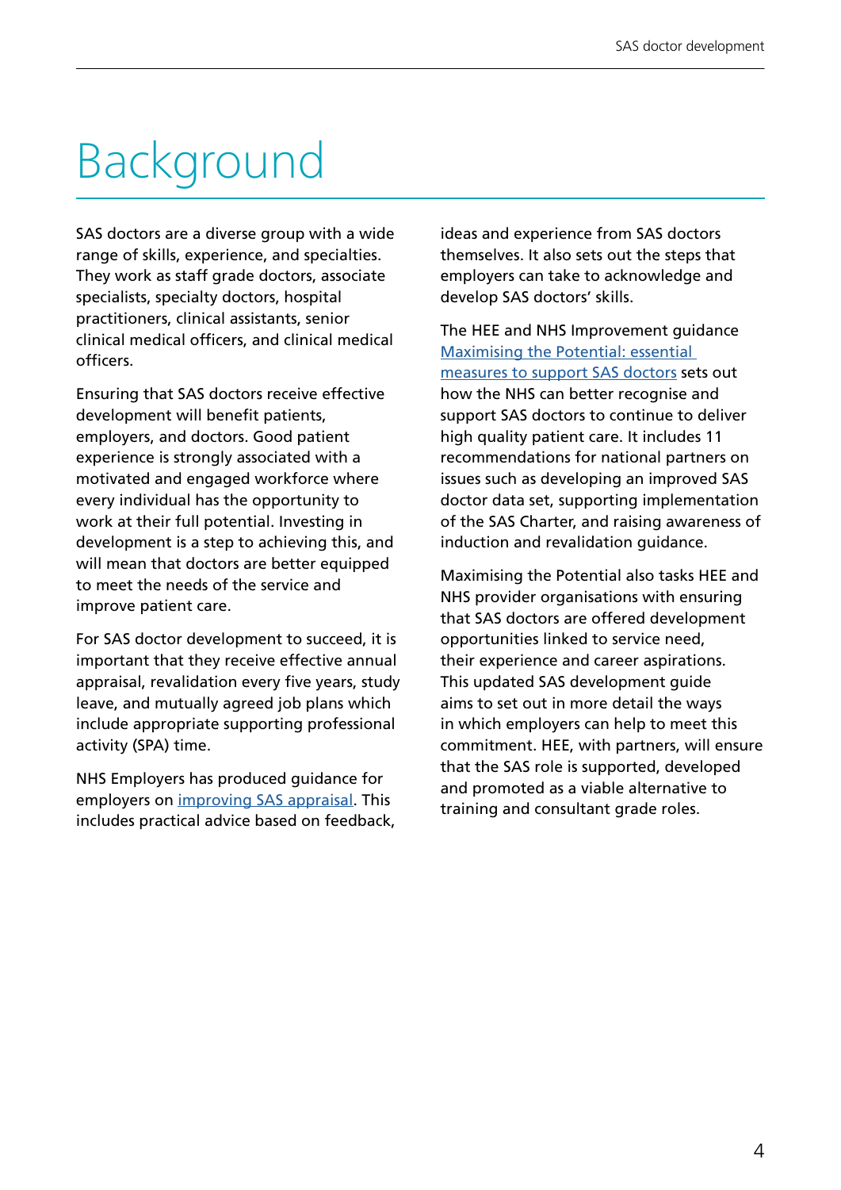# Background

SAS doctors are a diverse group with a wide range of skills, experience, and specialties. They work as staff grade doctors, associate specialists, specialty doctors, hospital practitioners, clinical assistants, senior clinical medical officers, and clinical medical officers.

Ensuring that SAS doctors receive effective development will benefit patients, employers, and doctors. Good patient experience is strongly associated with a motivated and engaged workforce where every individual has the opportunity to work at their full potential. Investing in development is a step to achieving this, and will mean that doctors are better equipped to meet the needs of the service and improve patient care.

For SAS doctor development to succeed, it is important that they receive effective annual appraisal, revalidation every five years, study leave, and mutually agreed job plans which include appropriate supporting professional activity (SPA) time.

NHS Employers has produced guidance for employers on improving SAS appraisal. This includes practical advice based on feedback, ideas and experience from SAS doctors themselves. It also sets out the steps that employers can take to acknowledge and develop SAS doctors' skills.

The HEE and NHS Improvement guidance Maximising the Potential: essential measures to support SAS doctors sets out how the NHS can better recognise and support SAS doctors to continue to deliver high quality patient care. It includes 11 recommendations for national partners on issues such as developing an improved SAS doctor data set, supporting implementation of the SAS Charter, and raising awareness of induction and revalidation guidance.

Maximising the Potential also tasks HEE and NHS provider organisations with ensuring that SAS doctors are offered development opportunities linked to service need, their experience and career aspirations. This updated SAS development guide aims to set out in more detail the ways in which employers can help to meet this commitment. HEE, with partners, will ensure that the SAS role is supported, developed and promoted as a viable alternative to training and consultant grade roles.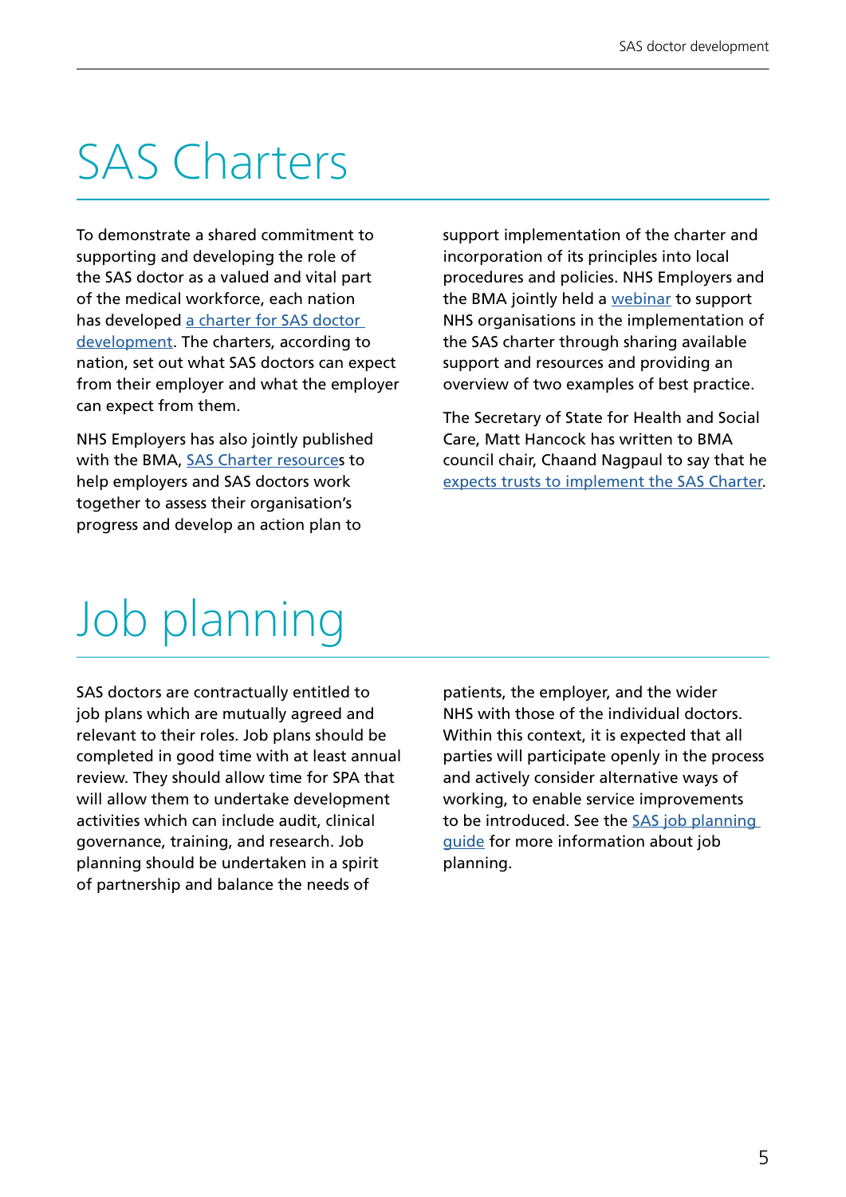# SAS Charters

To demonstrate a shared commitment to supporting and developing the role of the SAS doctor as a valued and vital part of the medical workforce, each nation has developed a charter for SAS doctor development. The charters, according to nation, set out what SAS doctors can expect from their employer and what the employer can expect from them.

NHS Employers has also jointly published with the BMA, SAS Charter resources to help employers and SAS doctors work together to assess their organisation's progress and develop an action plan to support implementation of the charter and incorporation of its principles into local procedures and policies. NHS Employers and the BMA jointly held a webinar to support NHS organisations in the implementation of the SAS charter through sharing available support and resources and providing an overview of two examples of best practice.

The Secretary of State for Health and Social Care, Matt Hancock has written to BMA council chair, Chaand Nagpaul to say that he expects trusts to implement the SAS Charter.

# Job planning

SAS doctors are contractually entitled to job plans which are mutually agreed and relevant to their roles. Job plans should be completed in good time with at least annual review. They should allow time for SPA that will allow them to undertake development activities which can include audit, clinical governance, training, and research. Job planning should be undertaken in a spirit of partnership and balance the needs of patients, the employer, and the wider NHS with those of the individual doctors. Within this context, it is expected that all parties will participate openly in the process and actively consider alternative ways of working, to enable service improvements to be introduced. See the SAS job planning guide for more information about job planning.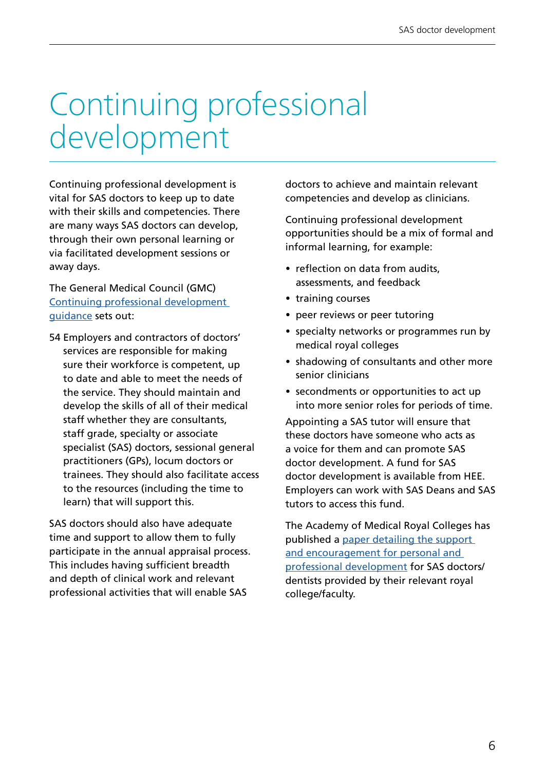# Continuing professional development

Continuing professional development is vital for SAS doctors to keep up to date with their skills and competencies. There are many ways SAS doctors can develop, through their own personal learning or via facilitated development sessions or away days.

The General Medical Council (GMC) Continuing professional development guidance sets out:

> 54 Employers and contractors of doctors' services are responsible for making sure their workforce is competent, up to date and able to meet the needs of the service. They should maintain and develop the skills of all of their medical staff whether they are consultants, staff grade, specialty or associate specialist (SAS) doctors, sessional general practitioners (GPs), locum doctors or trainees. They should also facilitate access to the resources (including the time to learn) that will support this.

SAS doctors should also have adequate time and support to allow them to fully participate in the annual appraisal process. This includes having sufficient breadth and depth of clinical work and relevant professional activities that will enable SAS doctors to achieve and maintain relevant competencies and develop as clinicians.

Continuing professional development opportunities should be a mix of formal and informal learning, for example:

- reflection on data from audits, assessments, and feedback
- training courses
- peer reviews or peer tutoring
- specialty networks or programmes run by medical royal colleges
- shadowing of consultants and other more senior clinicians
- secondments or opportunities to act up into more senior roles for periods of time.

Appointing a SAS tutor will ensure that these doctors have someone who acts as a voice for them and can promote SAS doctor development. A fund for SAS doctor development is available from HEE. Employers can work with SAS Deans and SAS tutors to access this fund.

The Academy of Medical Royal Colleges has published a paper detailing the support and encouragement for personal and professional development for SAS doctors/dentists provided by their relevant royal college/faculty.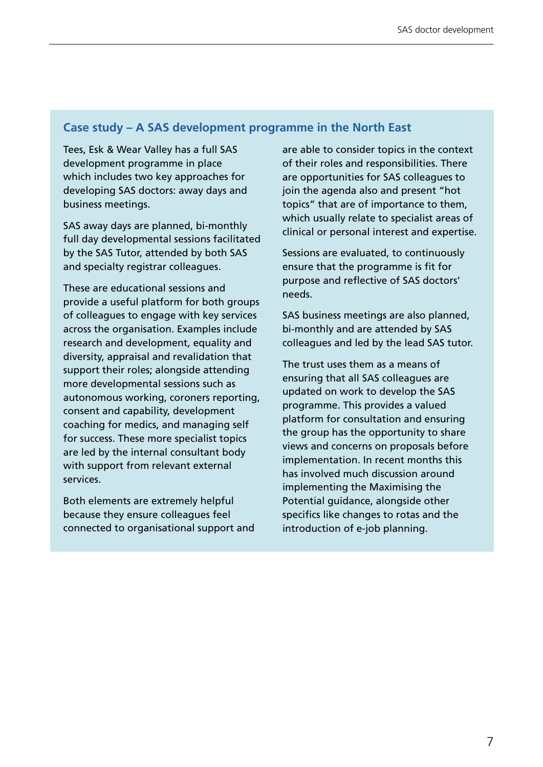## Case study – A SAS development programme in the North East

Tees, Esk & Wear Valley has a full SAS development programme in place which includes two key approaches for developing SAS doctors: away days and business meetings.

SAS away days are planned, bi-monthly full day developmental sessions facilitated by the SAS Tutor, attended by both SAS and specialty registrar colleagues.

These are educational sessions and provide a useful platform for both groups of colleagues to engage with key services across the organisation. Examples include research and development, equality and diversity, appraisal and revalidation that support their roles; alongside attending more developmental sessions such as autonomous working, coroners reporting, consent and capability, development coaching for medics, and managing self for success. These more specialist topics are led by the internal consultant body with support from relevant external services.

Both elements are extremely helpful because they ensure colleagues feel connected to organisational support and are able to consider topics in the context of their roles and responsibilities. There are opportunities for SAS colleagues to join the agenda also and present "hot topics" that are of importance to them, which usually relate to specialist areas of clinical or personal interest and expertise.

Sessions are evaluated, to continuously ensure that the programme is fit for purpose and reflective of SAS doctors' needs.

SAS business meetings are also planned, bi-monthly and are attended by SAS colleagues and led by the lead SAS tutor.

The trust uses them as a means of ensuring that all SAS colleagues are updated on work to develop the SAS programme. This provides a valued platform for consultation and ensuring the group has the opportunity to share views and concerns on proposals before implementation. In recent months this has involved much discussion around implementing the Maximising the Potential guidance, alongside other specifics like changes to rotas and the introduction of e-job planning.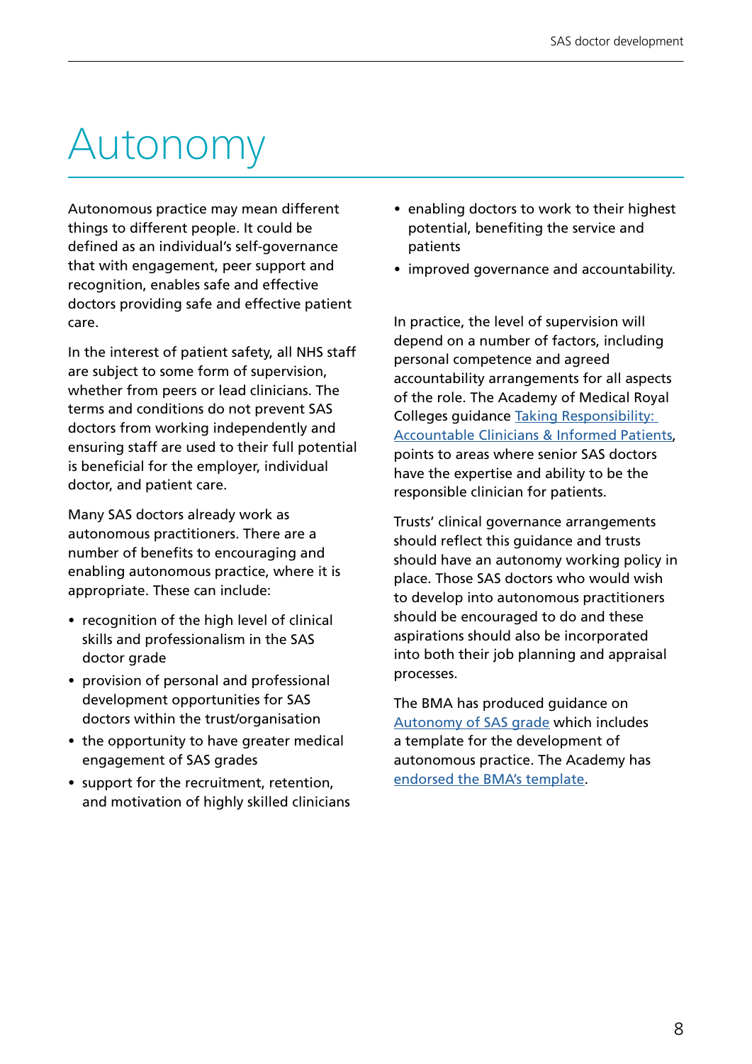# Autonomy

Autonomous practice may mean different things to different people. It could be defined as an individual's self-governance that with engagement, peer support and recognition, enables safe and effective doctors providing safe and effective patient care.

In the interest of patient safety, all NHS staff are subject to some form of supervision, whether from peers or lead clinicians. The terms and conditions do not prevent SAS doctors from working independently and ensuring staff are used to their full potential is beneficial for the employer, individual doctor, and patient care.

Many SAS doctors already work as autonomous practitioners. There are a number of benefits to encouraging and enabling autonomous practice, where it is appropriate. These can include:

- recognition of the high level of clinical skills and professionalism in the SAS doctor grade
- provision of personal and professional development opportunities for SAS doctors within the trust/organisation
- the opportunity to have greater medical engagement of SAS grades
- support for the recruitment, retention, and motivation of highly skilled clinicians
- enabling doctors to work to their highest potential, benefiting the service and patients
- improved governance and accountability.

In practice, the level of supervision will depend on a number of factors, including personal competence and agreed accountability arrangements for all aspects of the role. The Academy of Medical Royal Colleges guidance Taking Responsibility: Accountable Clinicians & Informed Patients, points to areas where senior SAS doctors have the expertise and ability to be the responsible clinician for patients.

Trusts' clinical governance arrangements should reflect this guidance and trusts should have an autonomy working policy in place. Those SAS doctors who would wish to develop into autonomous practitioners should be encouraged to do and these aspirations should also be incorporated into both their job planning and appraisal processes.

The BMA has produced guidance on Autonomy of SAS grade which includes a template for the development of autonomous practice. The Academy has endorsed the BMA's template.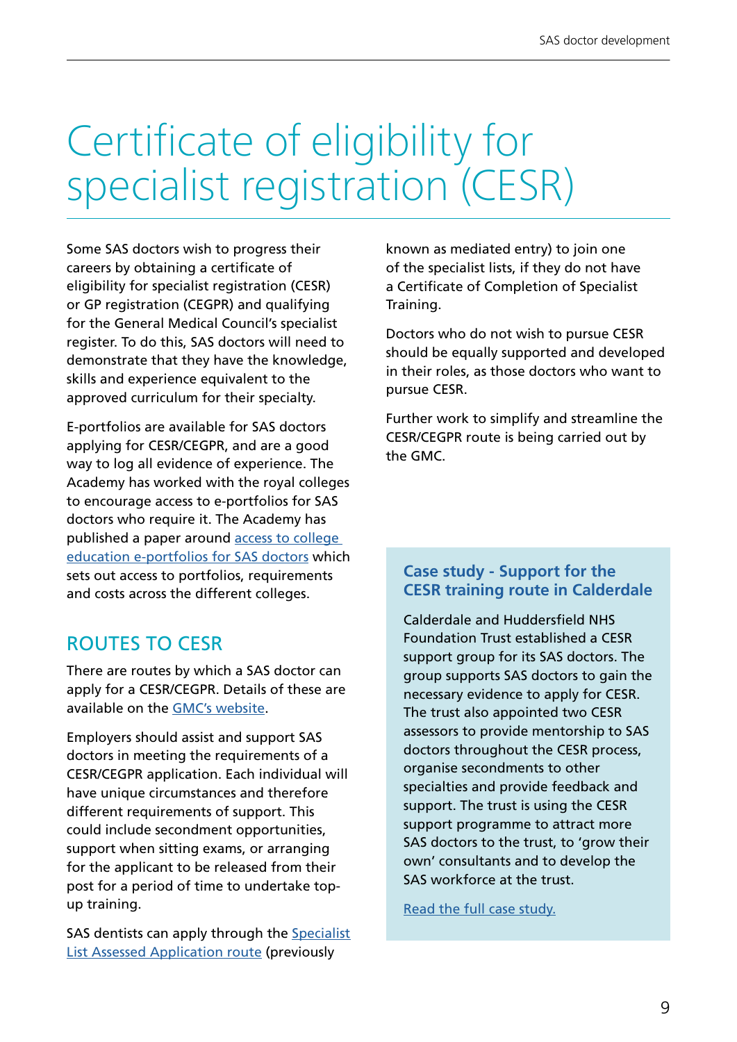# Certificate of eligibility for specialist registration (CESR)

Some SAS doctors wish to progress their careers by obtaining a certificate of eligibility for specialist registration (CESR) or GP registration (CEGPR) and qualifying for the General Medical Council's specialist register. To do this, SAS doctors will need to demonstrate that they have the knowledge, skills and experience equivalent to the approved curriculum for their specialty.

E-portfolios are available for SAS doctors applying for CESR/CEGPR, and are a good way to log all evidence of experience. The Academy has worked with the royal colleges to encourage access to e-portfolios for SAS doctors who require it. The Academy has published a paper around [access to college education e-portfolios for SAS doctors] which sets out access to portfolios, requirements and costs across the different colleges.

## ROUTES TO CESR

There are routes by which a SAS doctor can apply for a CESR/CEGPR. Details of these are available on the [GMC's website].

Employers should assist and support SAS doctors in meeting the requirements of a CESR/CEGPR application. Each individual will have unique circumstances and therefore different requirements of support. This could include secondment opportunities, support when sitting exams, or arranging for the applicant to be released from their post for a period of time to undertake top-up training.

SAS dentists can apply through the [Specialist List Assessed Application route] (previously known as mediated entry) to join one of the specialist lists, if they do not have a Certificate of Completion of Specialist Training.

Doctors who do not wish to pursue CESR should be equally supported and developed in their roles, as those doctors who want to pursue CESR.

Further work to simplify and streamline the CESR/CEGPR route is being carried out by the GMC.

### Case study - Support for the CESR training route in Calderdale

Calderdale and Huddersfield NHS Foundation Trust established a CESR support group for its SAS doctors. The group supports SAS doctors to gain the necessary evidence to apply for CESR. The trust also appointed two CESR assessors to provide mentorship to SAS doctors throughout the CESR process, organise secondments to other specialties and provide feedback and support. The trust is using the CESR support programme to attract more SAS doctors to the trust, to 'grow their own' consultants and to develop the SAS workforce at the trust.

[Read the full case study.]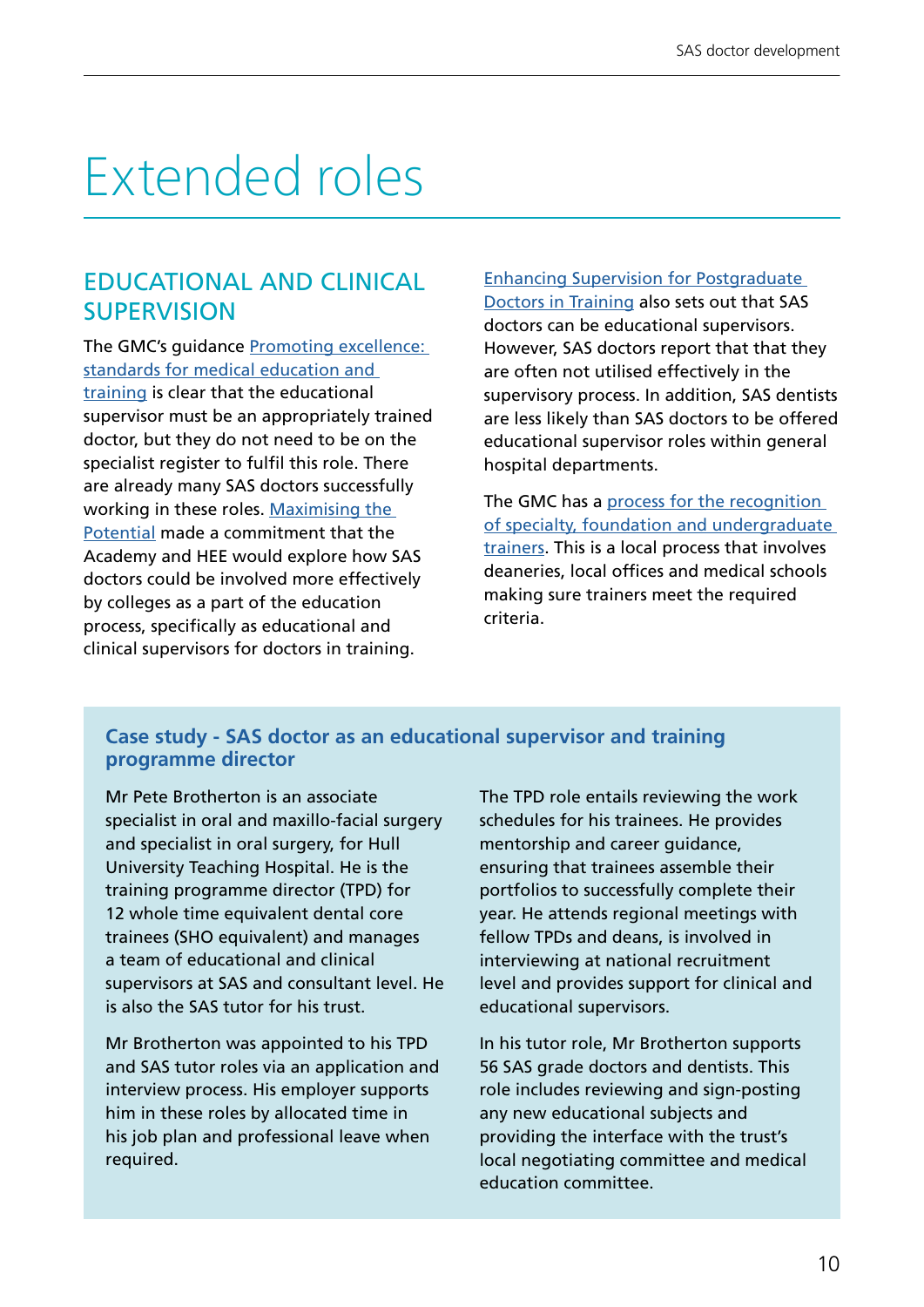# Extended roles

## EDUCATIONAL AND CLINICAL SUPERVISION

The GMC's guidance Promoting excellence: standards for medical education and training is clear that the educational supervisor must be an appropriately trained doctor, but they do not need to be on the specialist register to fulfil this role. There are already many SAS doctors successfully working in these roles. Maximising the Potential made a commitment that the Academy and HEE would explore how SAS doctors could be involved more effectively by colleges as a part of the education process, specifically as educational and clinical supervisors for doctors in training.

Enhancing Supervision for Postgraduate Doctors in Training also sets out that SAS doctors can be educational supervisors. However, SAS doctors report that that they are often not utilised effectively in the supervisory process. In addition, SAS dentists are less likely than SAS doctors to be offered educational supervisor roles within general hospital departments.

The GMC has a process for the recognition of specialty, foundation and undergraduate trainers. This is a local process that involves deaneries, local offices and medical schools making sure trainers meet the required criteria.

### Case study - SAS doctor as an educational supervisor and training programme director

Mr Pete Brotherton is an associate specialist in oral and maxillo-facial surgery and specialist in oral surgery, for Hull University Teaching Hospital. He is the training programme director (TPD) for 12 whole time equivalent dental core trainees (SHO equivalent) and manages a team of educational and clinical supervisors at SAS and consultant level. He is also the SAS tutor for his trust.

Mr Brotherton was appointed to his TPD and SAS tutor roles via an application and interview process. His employer supports him in these roles by allocated time in his job plan and professional leave when required.

The TPD role entails reviewing the work schedules for his trainees. He provides mentorship and career guidance, ensuring that trainees assemble their portfolios to successfully complete their year. He attends regional meetings with fellow TPDs and deans, is involved in interviewing at national recruitment level and provides support for clinical and educational supervisors.

In his tutor role, Mr Brotherton supports 56 SAS grade doctors and dentists. This role includes reviewing and sign-posting any new educational subjects and providing the interface with the trust's local negotiating committee and medical education committee.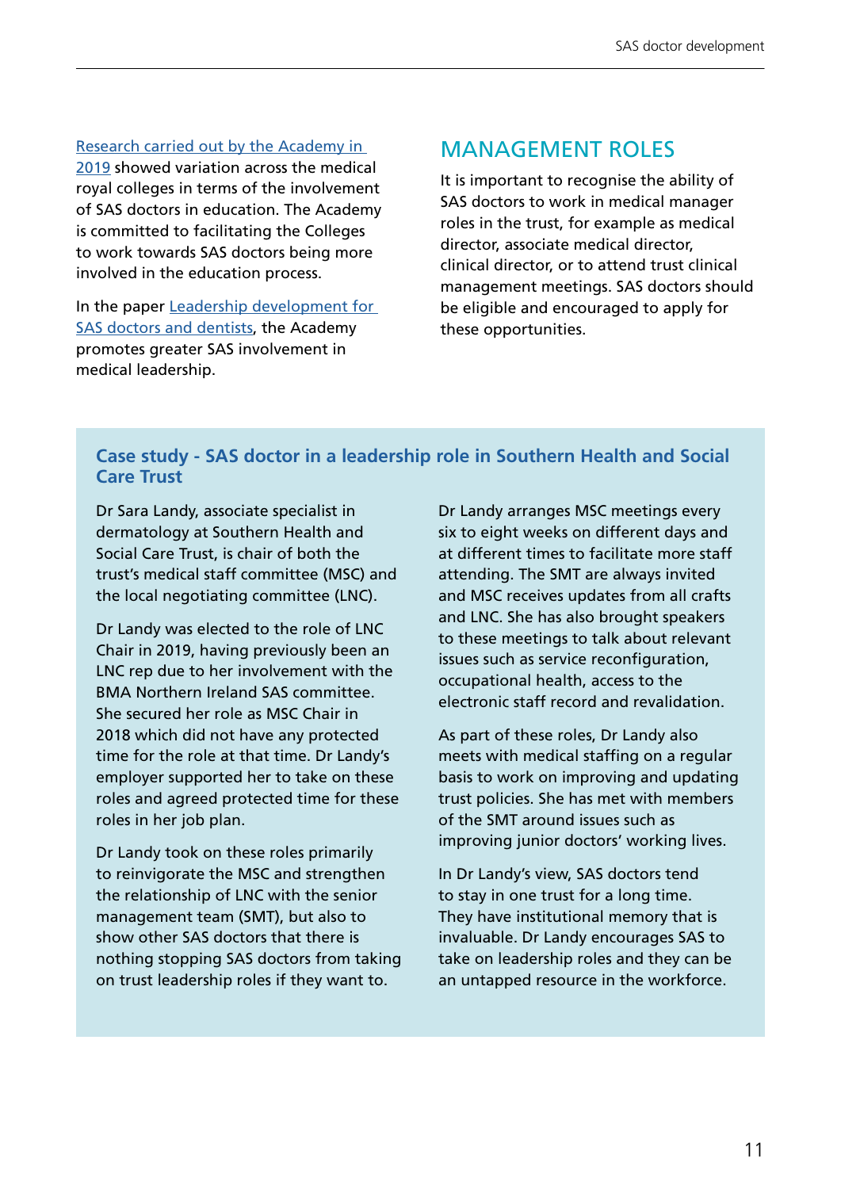[Research carried out by the Academy in 2019] showed variation across the medical royal colleges in terms of the involvement of SAS doctors in education. The Academy is committed to facilitating the Colleges to work towards SAS doctors being more involved in the education process.

In the paper [Leadership development for SAS doctors and dentists], the Academy promotes greater SAS involvement in medical leadership.

## MANAGEMENT ROLES

It is important to recognise the ability of SAS doctors to work in medical manager roles in the trust, for example as medical director, associate medical director, clinical director, or to attend trust clinical management meetings. SAS doctors should be eligible and encouraged to apply for these opportunities.

### Case study - SAS doctor in a leadership role in Southern Health and Social Care Trust

Dr Sara Landy, associate specialist in dermatology at Southern Health and Social Care Trust, is chair of both the trust's medical staff committee (MSC) and the local negotiating committee (LNC).

Dr Landy was elected to the role of LNC Chair in 2019, having previously been an LNC rep due to her involvement with the BMA Northern Ireland SAS committee. She secured her role as MSC Chair in 2018 which did not have any protected time for the role at that time. Dr Landy's employer supported her to take on these roles and agreed protected time for these roles in her job plan.

Dr Landy took on these roles primarily to reinvigorate the MSC and strengthen the relationship of LNC with the senior management team (SMT), but also to show other SAS doctors that there is nothing stopping SAS doctors from taking on trust leadership roles if they want to.

Dr Landy arranges MSC meetings every six to eight weeks on different days and at different times to facilitate more staff attending. The SMT are always invited and MSC receives updates from all crafts and LNC. She has also brought speakers to these meetings to talk about relevant issues such as service reconfiguration, occupational health, access to the electronic staff record and revalidation.

As part of these roles, Dr Landy also meets with medical staffing on a regular basis to work on improving and updating trust policies. She has met with members of the SMT around issues such as improving junior doctors' working lives.

In Dr Landy's view, SAS doctors tend to stay in one trust for a long time. They have institutional memory that is invaluable. Dr Landy encourages SAS to take on leadership roles and they can be an untapped resource in the workforce.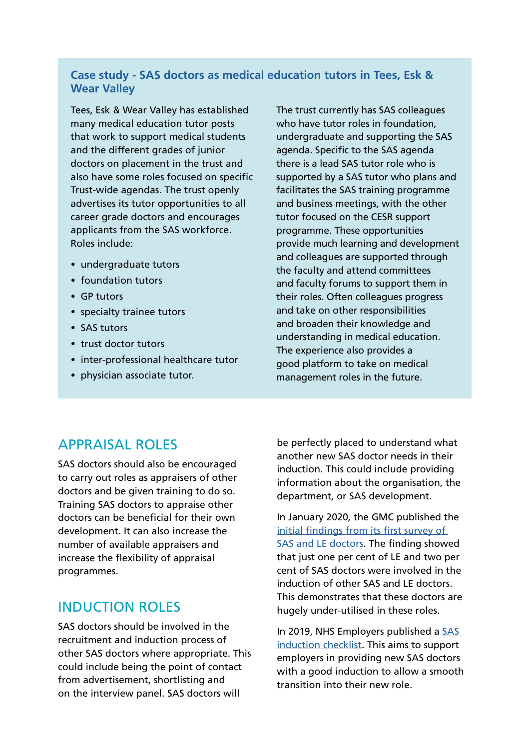### Case study - SAS doctors as medical education tutors in Tees, Esk & Wear Valley

Tees, Esk & Wear Valley has established many medical education tutor posts that work to support medical students and the different grades of junior doctors on placement in the trust and also have some roles focused on specific Trust-wide agendas. The trust openly advertises its tutor opportunities to all career grade doctors and encourages applicants from the SAS workforce. Roles include:

- undergraduate tutors
- foundation tutors
- GP tutors
- specialty trainee tutors
- SAS tutors
- trust doctor tutors
- inter-professional healthcare tutor
- physician associate tutor.

The trust currently has SAS colleagues who have tutor roles in foundation, undergraduate and supporting the SAS agenda. Specific to the SAS agenda there is a lead SAS tutor role who is supported by a SAS tutor who plans and facilitates the SAS training programme and business meetings, with the other tutor focused on the CESR support programme. These opportunities provide much learning and development and colleagues are supported through the faculty and attend committees and faculty forums to support them in their roles. Often colleagues progress and take on other responsibilities and broaden their knowledge and understanding in medical education. The experience also provides a good platform to take on medical management roles in the future.

## APPRAISAL ROLES

SAS doctors should also be encouraged to carry out roles as appraisers of other doctors and be given training to do so. Training SAS doctors to appraise other doctors can be beneficial for their own development. It can also increase the number of available appraisers and increase the flexibility of appraisal programmes.

## INDUCTION ROLES

SAS doctors should be involved in the recruitment and induction process of other SAS doctors where appropriate. This could include being the point of contact from advertisement, shortlisting and on the interview panel. SAS doctors will be perfectly placed to understand what another new SAS doctor needs in their induction. This could include providing information about the organisation, the department, or SAS development.

In January 2020, the GMC published the initial findings from its first survey of SAS and LE doctors. The finding showed that just one per cent of LE and two per cent of SAS doctors were involved in the induction of other SAS and LE doctors. This demonstrates that these doctors are hugely under-utilised in these roles.

In 2019, NHS Employers published a SAS induction checklist. This aims to support employers in providing new SAS doctors with a good induction to allow a smooth transition into their new role.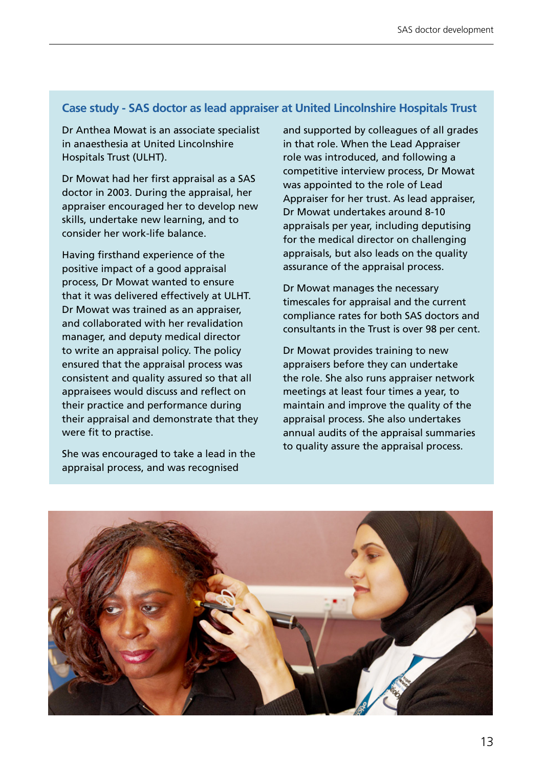### Case study - SAS doctor as lead appraiser at United Lincolnshire Hospitals Trust

Dr Anthea Mowat is an associate specialist in anaesthesia at United Lincolnshire Hospitals Trust (ULHT).

Dr Mowat had her first appraisal as a SAS doctor in 2003. During the appraisal, her appraiser encouraged her to develop new skills, undertake new learning, and to consider her work-life balance.

Having firsthand experience of the positive impact of a good appraisal process, Dr Mowat wanted to ensure that it was delivered effectively at ULHT. Dr Mowat was trained as an appraiser, and collaborated with her revalidation manager, and deputy medical director to write an appraisal policy. The policy ensured that the appraisal process was consistent and quality assured so that all appraisees would discuss and reflect on their practice and performance during their appraisal and demonstrate that they were fit to practise.

She was encouraged to take a lead in the appraisal process, and was recognised and supported by colleagues of all grades in that role. When the Lead Appraiser role was introduced, and following a competitive interview process, Dr Mowat was appointed to the role of Lead Appraiser for her trust. As lead appraiser, Dr Mowat undertakes around 8-10 appraisals per year, including deputising for the medical director on challenging appraisals, but also leads on the quality assurance of the appraisal process.

Dr Mowat manages the necessary timescales for appraisal and the current compliance rates for both SAS doctors and consultants in the Trust is over 98 per cent.

Dr Mowat provides training to new appraisers before they can undertake the role. She also runs appraiser network meetings at least four times a year, to maintain and improve the quality of the appraisal process. She also undertakes annual audits of the appraisal summaries to quality assure the appraisal process.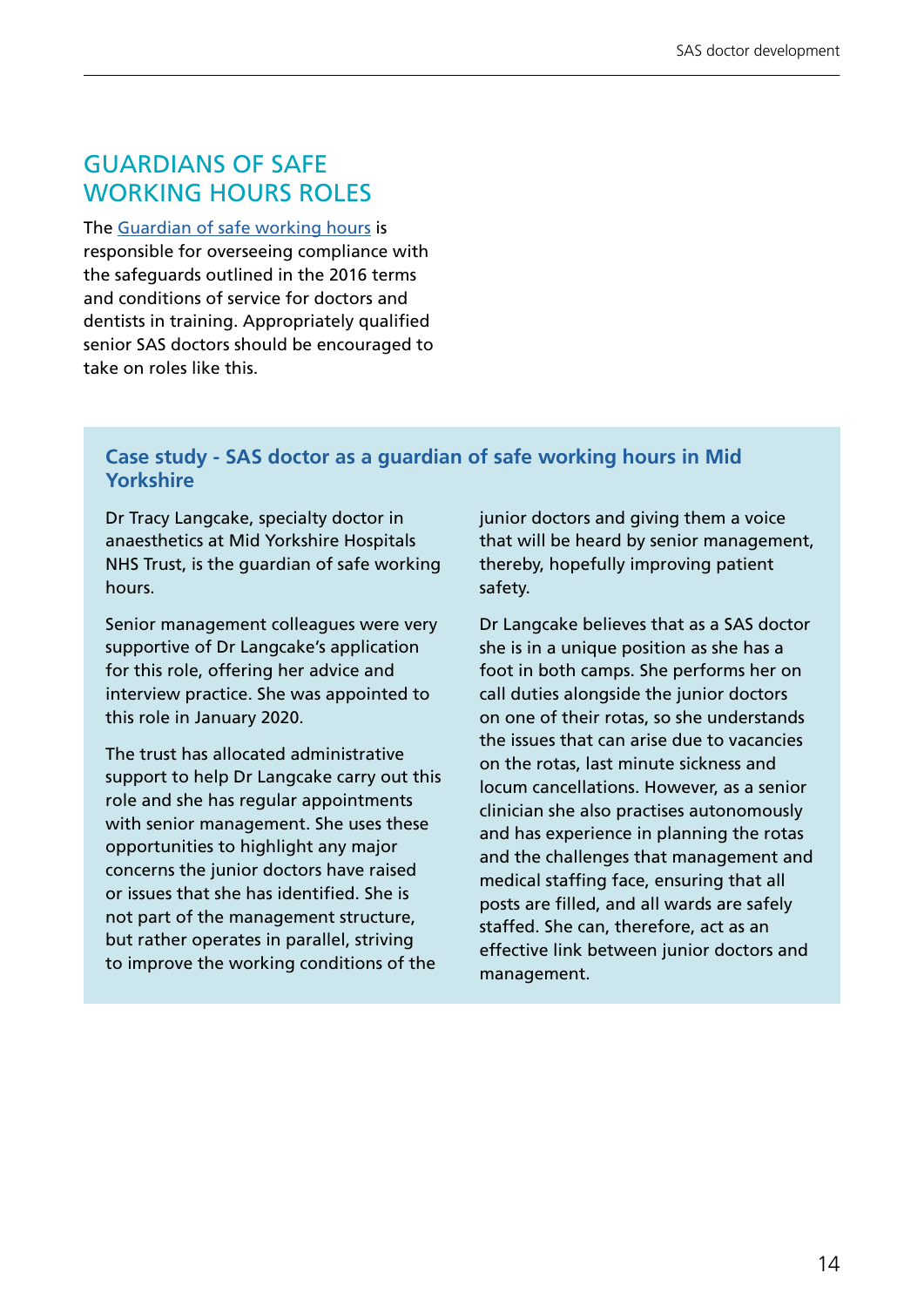## GUARDIANS OF SAFE WORKING HOURS ROLES

The [Guardian of safe working hours]() is responsible for overseeing compliance with the safeguards outlined in the 2016 terms and conditions of service for doctors and dentists in training. Appropriately qualified senior SAS doctors should be encouraged to take on roles like this.

### Case study - SAS doctor as a guardian of safe working hours in Mid Yorkshire

Dr Tracy Langcake, specialty doctor in anaesthetics at Mid Yorkshire Hospitals NHS Trust, is the guardian of safe working hours.

Senior management colleagues were very supportive of Dr Langcake's application for this role, offering her advice and interview practice. She was appointed to this role in January 2020.

The trust has allocated administrative support to help Dr Langcake carry out this role and she has regular appointments with senior management. She uses these opportunities to highlight any major concerns the junior doctors have raised or issues that she has identified. She is not part of the management structure, but rather operates in parallel, striving to improve the working conditions of the junior doctors and giving them a voice that will be heard by senior management, thereby, hopefully improving patient safety.

Dr Langcake believes that as a SAS doctor she is in a unique position as she has a foot in both camps. She performs her on call duties alongside the junior doctors on one of their rotas, so she understands the issues that can arise due to vacancies on the rotas, last minute sickness and locum cancellations. However, as a senior clinician she also practises autonomously and has experience in planning the rotas and the challenges that management and medical staffing face, ensuring that all posts are filled, and all wards are safely staffed. She can, therefore, act as an effective link between junior doctors and management.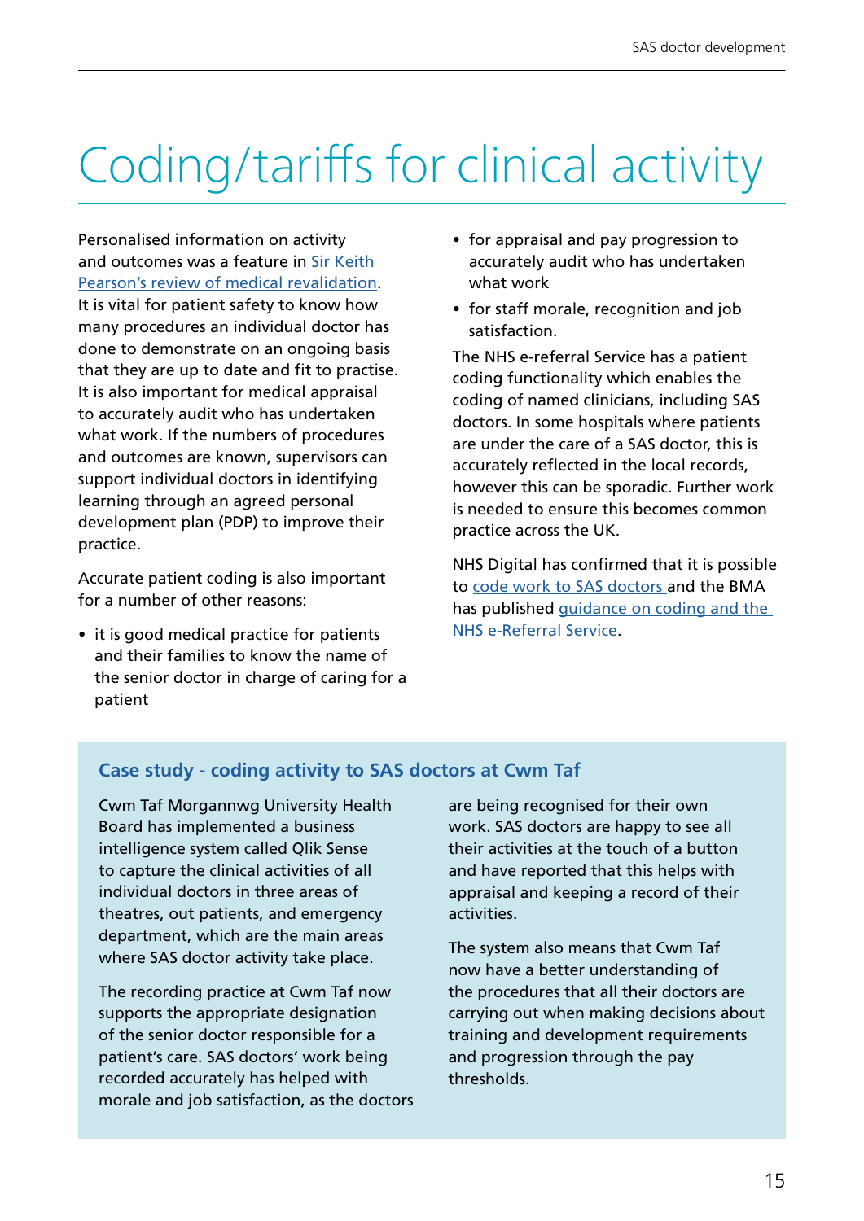# Coding/tariffs for clinical activity

Personalised information on activity and outcomes was a feature in Sir Keith Pearson's review of medical revalidation. It is vital for patient safety to know how many procedures an individual doctor has done to demonstrate on an ongoing basis that they are up to date and fit to practise. It is also important for medical appraisal to accurately audit who has undertaken what work. If the numbers of procedures and outcomes are known, supervisors can support individual doctors in identifying learning through an agreed personal development plan (PDP) to improve their practice.

Accurate patient coding is also important for a number of other reasons:

- it is good medical practice for patients and their families to know the name of the senior doctor in charge of caring for a patient
- for appraisal and pay progression to accurately audit who has undertaken what work
- for staff morale, recognition and job satisfaction.

The NHS e-referral Service has a patient coding functionality which enables the coding of named clinicians, including SAS doctors. In some hospitals where patients are under the care of a SAS doctor, this is accurately reflected in the local records, however this can be sporadic. Further work is needed to ensure this becomes common practice across the UK.

NHS Digital has confirmed that it is possible to code work to SAS doctors and the BMA has published guidance on coding and the NHS e-Referral Service.

## Case study - coding activity to SAS doctors at Cwm Taf

Cwm Taf Morgannwg University Health Board has implemented a business intelligence system called Qlik Sense to capture the clinical activities of all individual doctors in three areas of theatres, out patients, and emergency department, which are the main areas where SAS doctor activity take place.

The recording practice at Cwm Taf now supports the appropriate designation of the senior doctor responsible for a patient's care. SAS doctors' work being recorded accurately has helped with morale and job satisfaction, as the doctors are being recognised for their own work. SAS doctors are happy to see all their activities at the touch of a button and have reported that this helps with appraisal and keeping a record of their activities.

The system also means that Cwm Taf now have a better understanding of the procedures that all their doctors are carrying out when making decisions about training and development requirements and progression through the pay thresholds.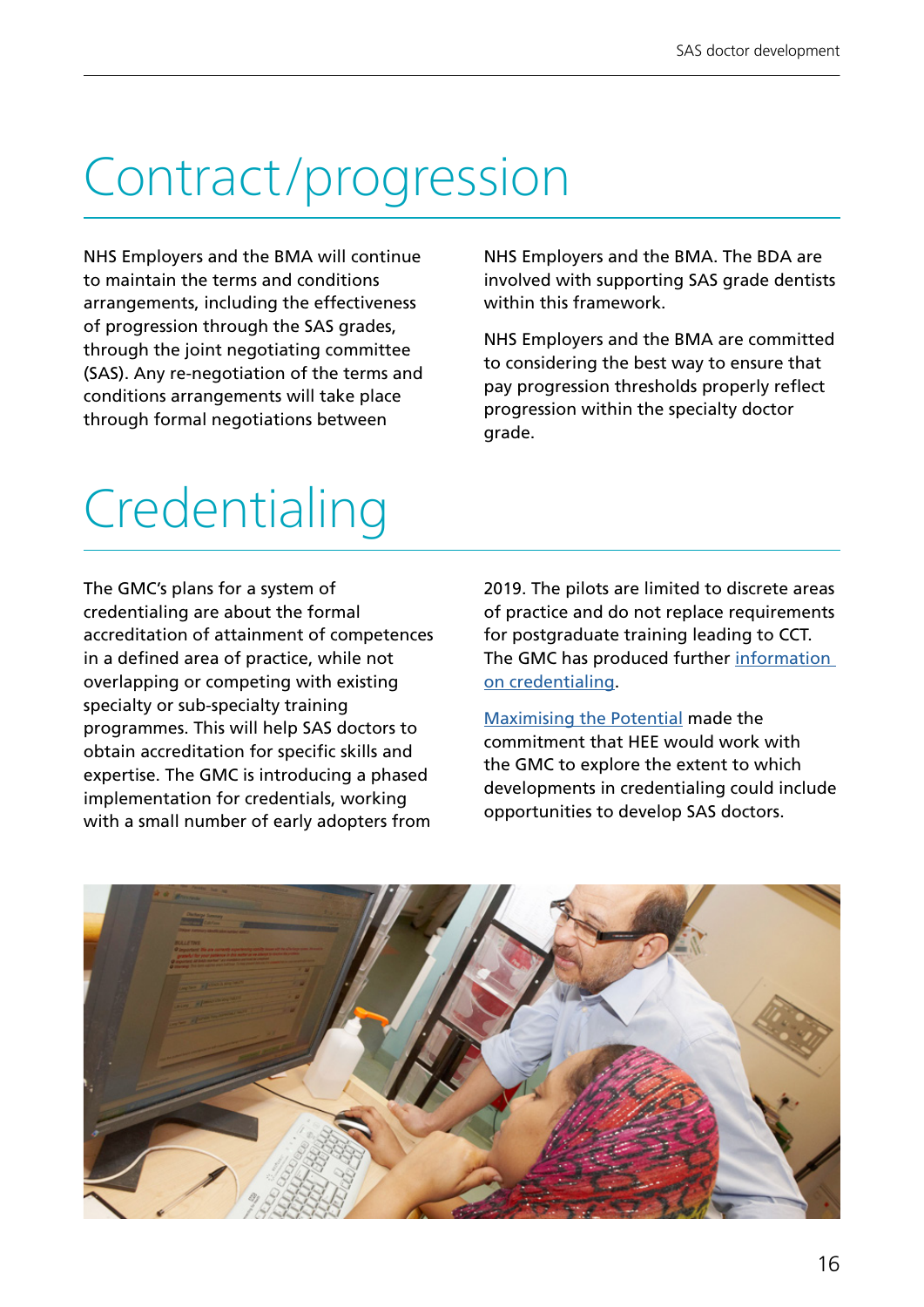# Contract/progression

NHS Employers and the BMA will continue to maintain the terms and conditions arrangements, including the effectiveness of progression through the SAS grades, through the joint negotiating committee (SAS). Any re-negotiation of the terms and conditions arrangements will take place through formal negotiations between NHS Employers and the BMA. The BDA are involved with supporting SAS grade dentists within this framework.

NHS Employers and the BMA are committed to considering the best way to ensure that pay progression thresholds properly reflect progression within the specialty doctor grade.

# Credentialing

The GMC's plans for a system of credentialing are about the formal accreditation of attainment of competences in a defined area of practice, while not overlapping or competing with existing specialty or sub-specialty training programmes. This will help SAS doctors to obtain accreditation for specific skills and expertise. The GMC is introducing a phased implementation for credentials, working with a small number of early adopters from 2019. The pilots are limited to discrete areas of practice and do not replace requirements for postgraduate training leading to CCT. The GMC has produced further information on credentialing.

Maximising the Potential made the commitment that HEE would work with the GMC to explore the extent to which developments in credentialing could include opportunities to develop SAS doctors.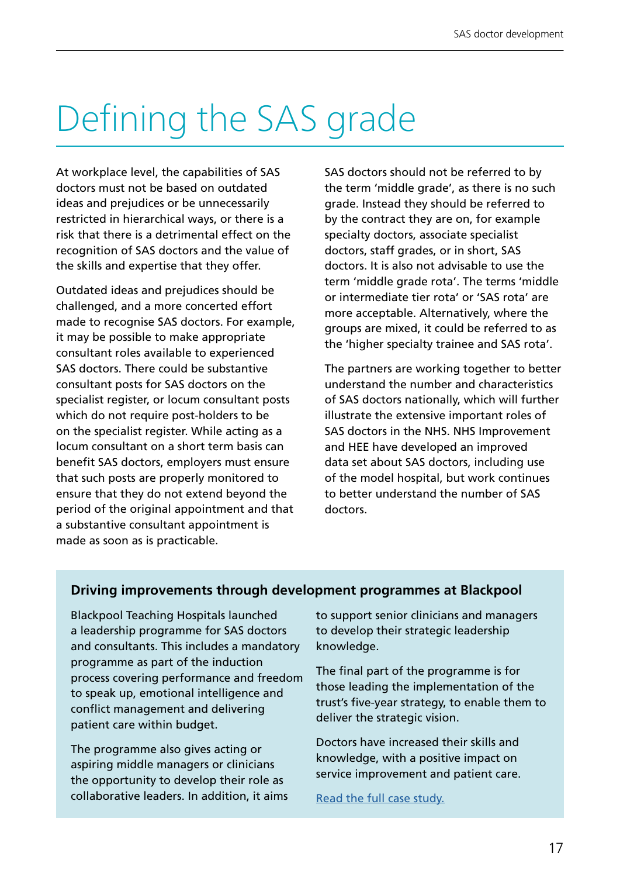# Defining the SAS grade

At workplace level, the capabilities of SAS doctors must not be based on outdated ideas and prejudices or be unnecessarily restricted in hierarchical ways, or there is a risk that there is a detrimental effect on the recognition of SAS doctors and the value of the skills and expertise that they offer.

Outdated ideas and prejudices should be challenged, and a more concerted effort made to recognise SAS doctors. For example, it may be possible to make appropriate consultant roles available to experienced SAS doctors. There could be substantive consultant posts for SAS doctors on the specialist register, or locum consultant posts which do not require post-holders to be on the specialist register. While acting as a locum consultant on a short term basis can benefit SAS doctors, employers must ensure that such posts are properly monitored to ensure that they do not extend beyond the period of the original appointment and that a substantive consultant appointment is made as soon as is practicable.

SAS doctors should not be referred to by the term 'middle grade', as there is no such grade. Instead they should be referred to by the contract they are on, for example specialty doctors, associate specialist doctors, staff grades, or in short, SAS doctors. It is also not advisable to use the term 'middle grade rota'. The terms 'middle or intermediate tier rota' or 'SAS rota' are more acceptable. Alternatively, where the groups are mixed, it could be referred to as the 'higher specialty trainee and SAS rota'.

The partners are working together to better understand the number and characteristics of SAS doctors nationally, which will further illustrate the extensive important roles of SAS doctors in the NHS. NHS Improvement and HEE have developed an improved data set about SAS doctors, including use of the model hospital, but work continues to better understand the number of SAS doctors.

### Driving improvements through development programmes at Blackpool

Blackpool Teaching Hospitals launched a leadership programme for SAS doctors and consultants. This includes a mandatory programme as part of the induction process covering performance and freedom to speak up, emotional intelligence and conflict management and delivering patient care within budget.

The programme also gives acting or aspiring middle managers or clinicians the opportunity to develop their role as collaborative leaders. In addition, it aims to support senior clinicians and managers to develop their strategic leadership knowledge.

The final part of the programme is for those leading the implementation of the trust's five-year strategy, to enable them to deliver the strategic vision.

Doctors have increased their skills and knowledge, with a positive impact on service improvement and patient care.

Read the full case study.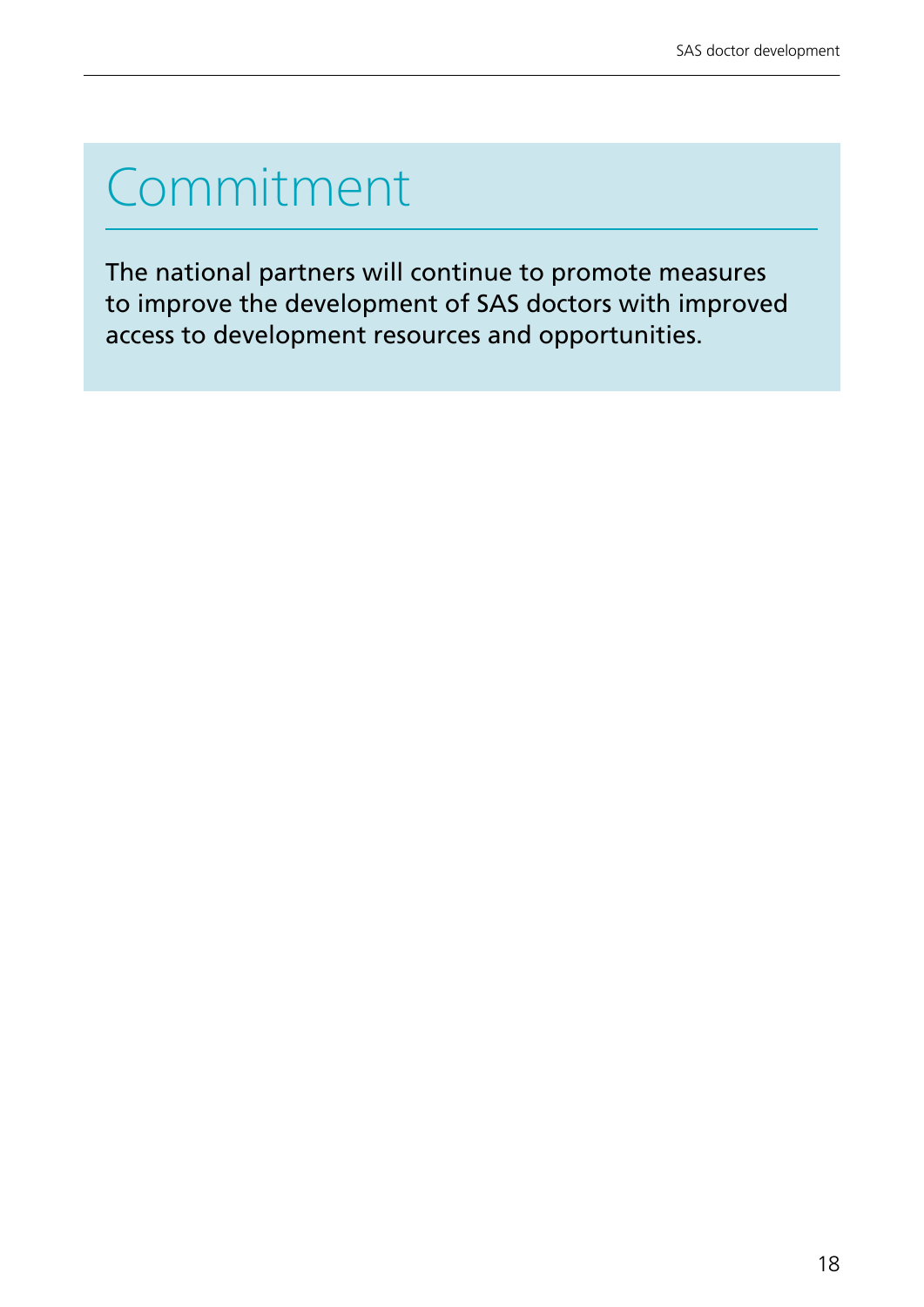## Commitment

The national partners will continue to promote measures to improve the development of SAS doctors with improved access to development resources and opportunities.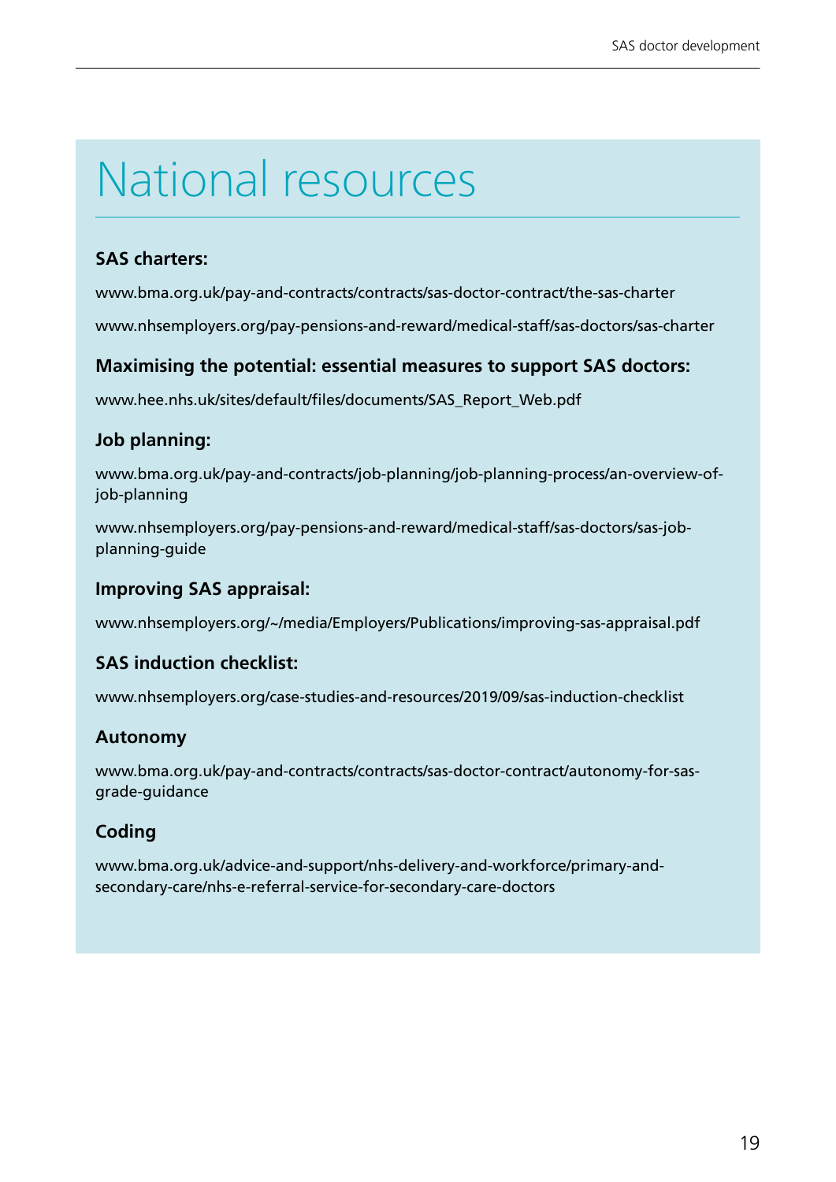# National resources

**SAS charters:**

www.bma.org.uk/pay-and-contracts/contracts/sas-doctor-contract/the-sas-charter

www.nhsemployers.org/pay-pensions-and-reward/medical-staff/sas-doctors/sas-charter

**Maximising the potential: essential measures to support SAS doctors:**

www.hee.nhs.uk/sites/default/files/documents/SAS_Report_Web.pdf

**Job planning:**

www.bma.org.uk/pay-and-contracts/job-planning/job-planning-process/an-overview-of-job-planning

www.nhsemployers.org/pay-pensions-and-reward/medical-staff/sas-doctors/sas-job-planning-guide

**Improving SAS appraisal:**

www.nhsemployers.org/~/media/Employers/Publications/improving-sas-appraisal.pdf

**SAS induction checklist:**

www.nhsemployers.org/case-studies-and-resources/2019/09/sas-induction-checklist

**Autonomy**

www.bma.org.uk/pay-and-contracts/contracts/sas-doctor-contract/autonomy-for-sas-grade-guidance

**Coding**

www.bma.org.uk/advice-and-support/nhs-delivery-and-workforce/primary-and-secondary-care/nhs-e-referral-service-for-secondary-care-doctors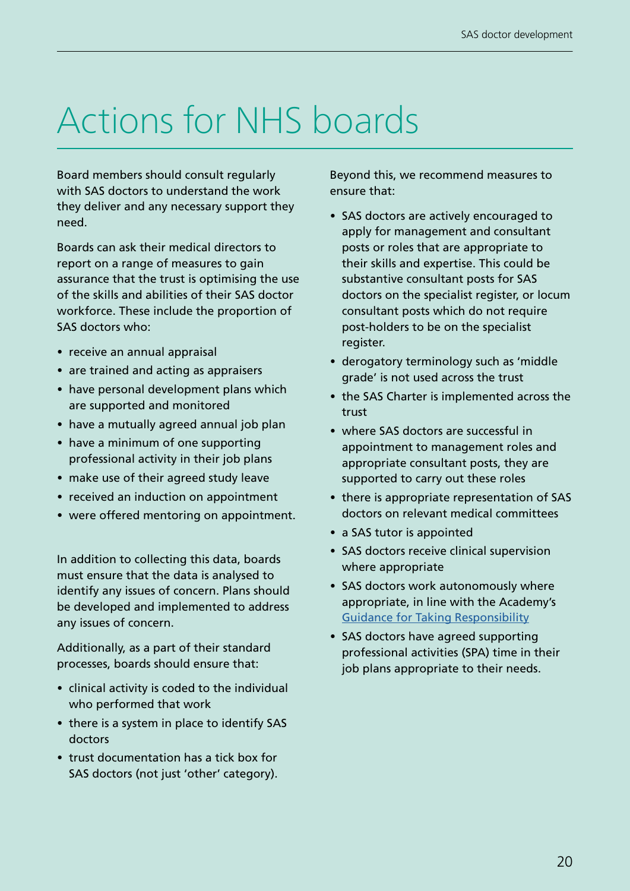# Actions for NHS boards

Board members should consult regularly with SAS doctors to understand the work they deliver and any necessary support they need.

Boards can ask their medical directors to report on a range of measures to gain assurance that the trust is optimising the use of the skills and abilities of their SAS doctor workforce. These include the proportion of SAS doctors who:

- receive an annual appraisal
- are trained and acting as appraisers
- have personal development plans which are supported and monitored
- have a mutually agreed annual job plan
- have a minimum of one supporting professional activity in their job plans
- make use of their agreed study leave
- received an induction on appointment
- were offered mentoring on appointment.

In addition to collecting this data, boards must ensure that the data is analysed to identify any issues of concern. Plans should be developed and implemented to address any issues of concern.

Additionally, as a part of their standard processes, boards should ensure that:

- clinical activity is coded to the individual who performed that work
- there is a system in place to identify SAS doctors
- trust documentation has a tick box for SAS doctors (not just 'other' category).

Beyond this, we recommend measures to ensure that:

- SAS doctors are actively encouraged to apply for management and consultant posts or roles that are appropriate to their skills and expertise. This could be substantive consultant posts for SAS doctors on the specialist register, or locum consultant posts which do not require post-holders to be on the specialist register.
- derogatory terminology such as 'middle grade' is not used across the trust
- the SAS Charter is implemented across the trust
- where SAS doctors are successful in appointment to management roles and appropriate consultant posts, they are supported to carry out these roles
- there is appropriate representation of SAS doctors on relevant medical committees
- a SAS tutor is appointed
- SAS doctors receive clinical supervision where appropriate
- SAS doctors work autonomously where appropriate, in line with the Academy's Guidance for Taking Responsibility
- SAS doctors have agreed supporting professional activities (SPA) time in their job plans appropriate to their needs.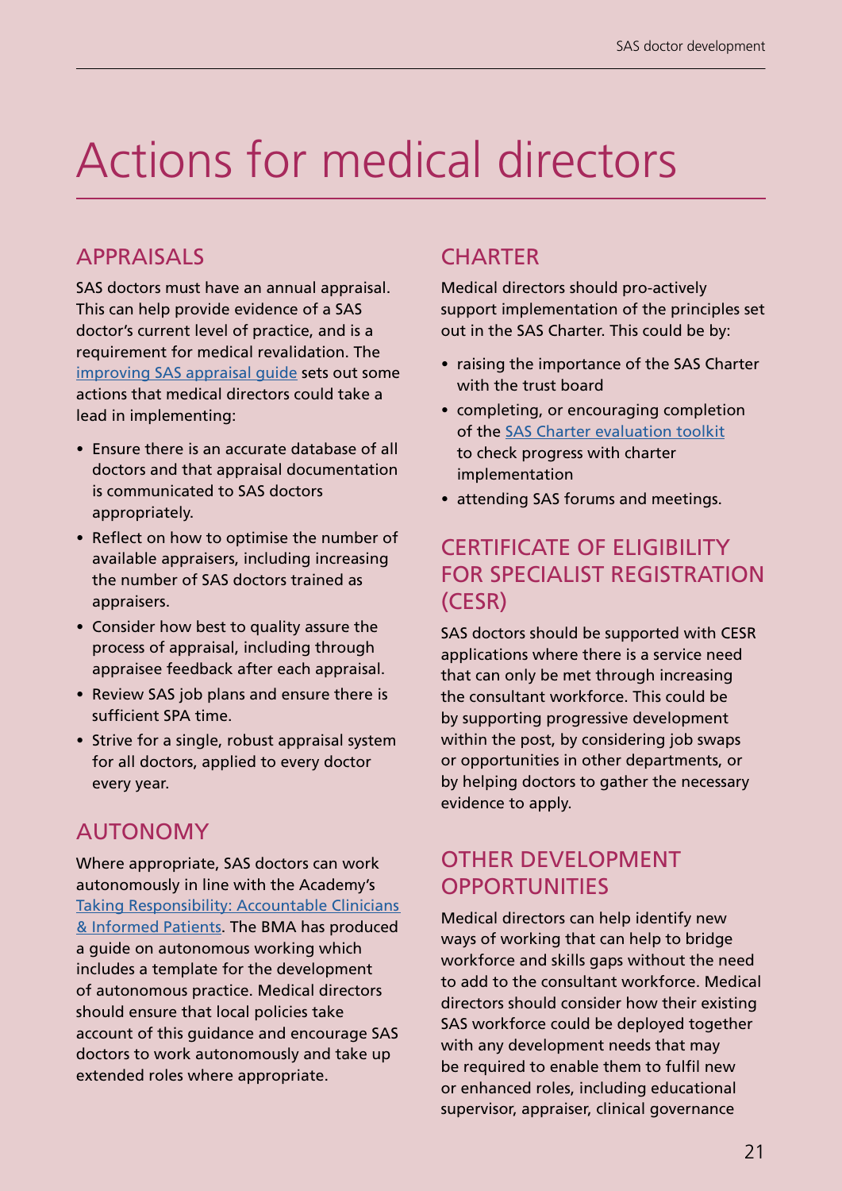# Actions for medical directors

## APPRAISALS

SAS doctors must have an annual appraisal. This can help provide evidence of a SAS doctor's current level of practice, and is a requirement for medical revalidation. The improving SAS appraisal guide sets out some actions that medical directors could take a lead in implementing:

- Ensure there is an accurate database of all doctors and that appraisal documentation is communicated to SAS doctors appropriately.
- Reflect on how to optimise the number of available appraisers, including increasing the number of SAS doctors trained as appraisers.
- Consider how best to quality assure the process of appraisal, including through appraisee feedback after each appraisal.
- Review SAS job plans and ensure there is sufficient SPA time.
- Strive for a single, robust appraisal system for all doctors, applied to every doctor every year.

## AUTONOMY

Where appropriate, SAS doctors can work autonomously in line with the Academy's Taking Responsibility: Accountable Clinicians & Informed Patients. The BMA has produced a guide on autonomous working which includes a template for the development of autonomous practice. Medical directors should ensure that local policies take account of this guidance and encourage SAS doctors to work autonomously and take up extended roles where appropriate.

## CHARTER

Medical directors should pro-actively support implementation of the principles set out in the SAS Charter. This could be by:

- raising the importance of the SAS Charter with the trust board
- completing, or encouraging completion of the SAS Charter evaluation toolkit to check progress with charter implementation
- attending SAS forums and meetings.

## CERTIFICATE OF ELIGIBILITY FOR SPECIALIST REGISTRATION (CESR)

SAS doctors should be supported with CESR applications where there is a service need that can only be met through increasing the consultant workforce. This could be by supporting progressive development within the post, by considering job swaps or opportunities in other departments, or by helping doctors to gather the necessary evidence to apply.

## OTHER DEVELOPMENT OPPORTUNITIES

Medical directors can help identify new ways of working that can help to bridge workforce and skills gaps without the need to add to the consultant workforce. Medical directors should consider how their existing SAS workforce could be deployed together with any development needs that may be required to enable them to fulfil new or enhanced roles, including educational supervisor, appraiser, clinical governance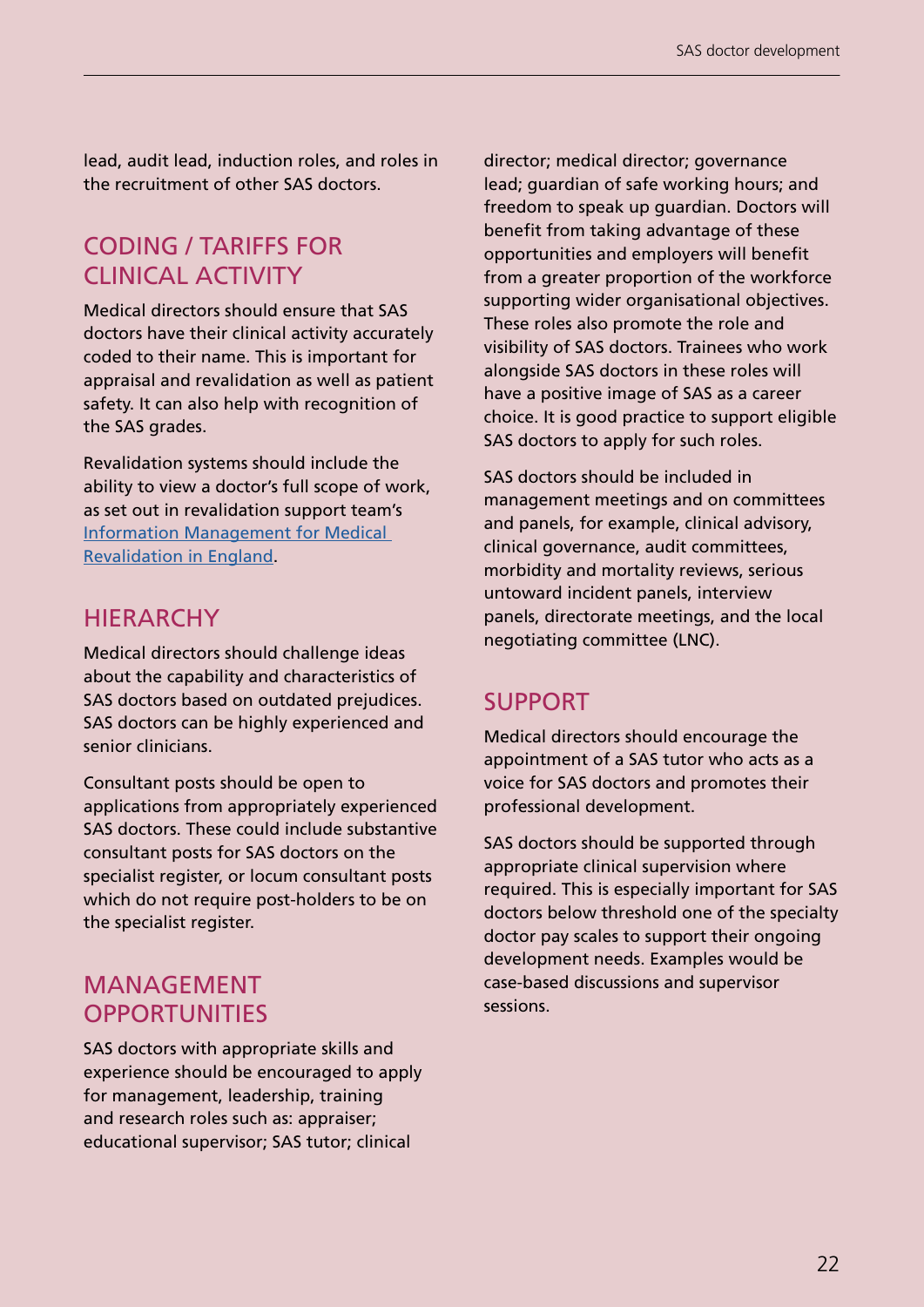lead, audit lead, induction roles, and roles in the recruitment of other SAS doctors.

## CODING / TARIFFS FOR CLINICAL ACTIVITY

Medical directors should ensure that SAS doctors have their clinical activity accurately coded to their name. This is important for appraisal and revalidation as well as patient safety. It can also help with recognition of the SAS grades.

Revalidation systems should include the ability to view a doctor's full scope of work, as set out in revalidation support team's [Information Management for Medical Revalidation in England](Information Management for Medical Revalidation in England).

## HIERARCHY

Medical directors should challenge ideas about the capability and characteristics of SAS doctors based on outdated prejudices. SAS doctors can be highly experienced and senior clinicians.

Consultant posts should be open to applications from appropriately experienced SAS doctors. These could include substantive consultant posts for SAS doctors on the specialist register, or locum consultant posts which do not require post-holders to be on the specialist register.

## MANAGEMENT OPPORTUNITIES

SAS doctors with appropriate skills and experience should be encouraged to apply for management, leadership, training and research roles such as: appraiser; educational supervisor; SAS tutor; clinical director; medical director; governance lead; guardian of safe working hours; and freedom to speak up guardian. Doctors will benefit from taking advantage of these opportunities and employers will benefit from a greater proportion of the workforce supporting wider organisational objectives. These roles also promote the role and visibility of SAS doctors. Trainees who work alongside SAS doctors in these roles will have a positive image of SAS as a career choice. It is good practice to support eligible SAS doctors to apply for such roles.

SAS doctors should be included in management meetings and on committees and panels, for example, clinical advisory, clinical governance, audit committees, morbidity and mortality reviews, serious untoward incident panels, interview panels, directorate meetings, and the local negotiating committee (LNC).

## SUPPORT

Medical directors should encourage the appointment of a SAS tutor who acts as a voice for SAS doctors and promotes their professional development.

SAS doctors should be supported through appropriate clinical supervision where required. This is especially important for SAS doctors below threshold one of the specialty doctor pay scales to support their ongoing development needs. Examples would be case-based discussions and supervisor sessions.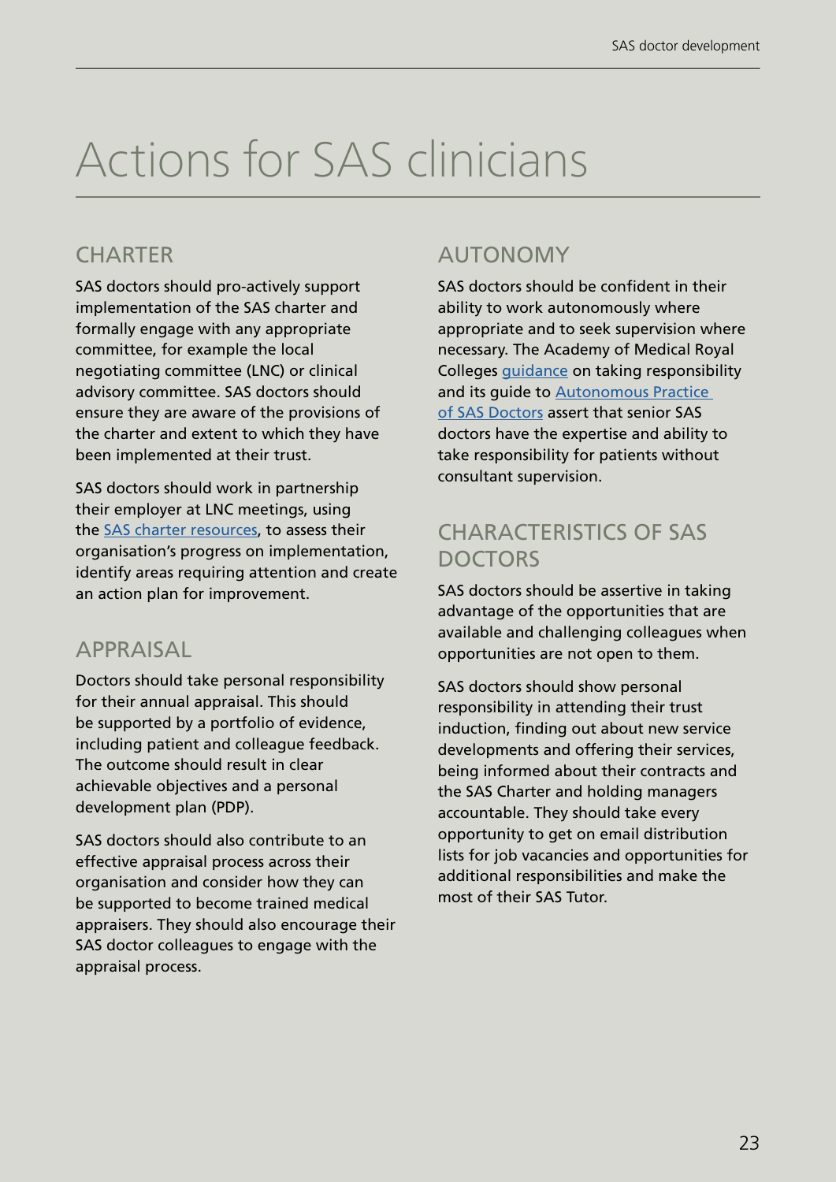# Actions for SAS clinicians

## CHARTER

SAS doctors should pro-actively support implementation of the SAS charter and formally engage with any appropriate committee, for example the local negotiating committee (LNC) or clinical advisory committee. SAS doctors should ensure they are aware of the provisions of the charter and extent to which they have been implemented at their trust.

SAS doctors should work in partnership their employer at LNC meetings, using the SAS charter resources, to assess their organisation's progress on implementation, identify areas requiring attention and create an action plan for improvement.

## APPRAISAL

Doctors should take personal responsibility for their annual appraisal. This should be supported by a portfolio of evidence, including patient and colleague feedback. The outcome should result in clear achievable objectives and a personal development plan (PDP).

SAS doctors should also contribute to an effective appraisal process across their organisation and consider how they can be supported to become trained medical appraisers. They should also encourage their SAS doctor colleagues to engage with the appraisal process.

## AUTONOMY

SAS doctors should be confident in their ability to work autonomously where appropriate and to seek supervision where necessary. The Academy of Medical Royal Colleges guidance on taking responsibility and its guide to Autonomous Practice of SAS Doctors assert that senior SAS doctors have the expertise and ability to take responsibility for patients without consultant supervision.

## CHARACTERISTICS OF SAS DOCTORS

SAS doctors should be assertive in taking advantage of the opportunities that are available and challenging colleagues when opportunities are not open to them.

SAS doctors should show personal responsibility in attending their trust induction, finding out about new service developments and offering their services, being informed about their contracts and the SAS Charter and holding managers accountable. They should take every opportunity to get on email distribution lists for job vacancies and opportunities for additional responsibilities and make the most of their SAS Tutor.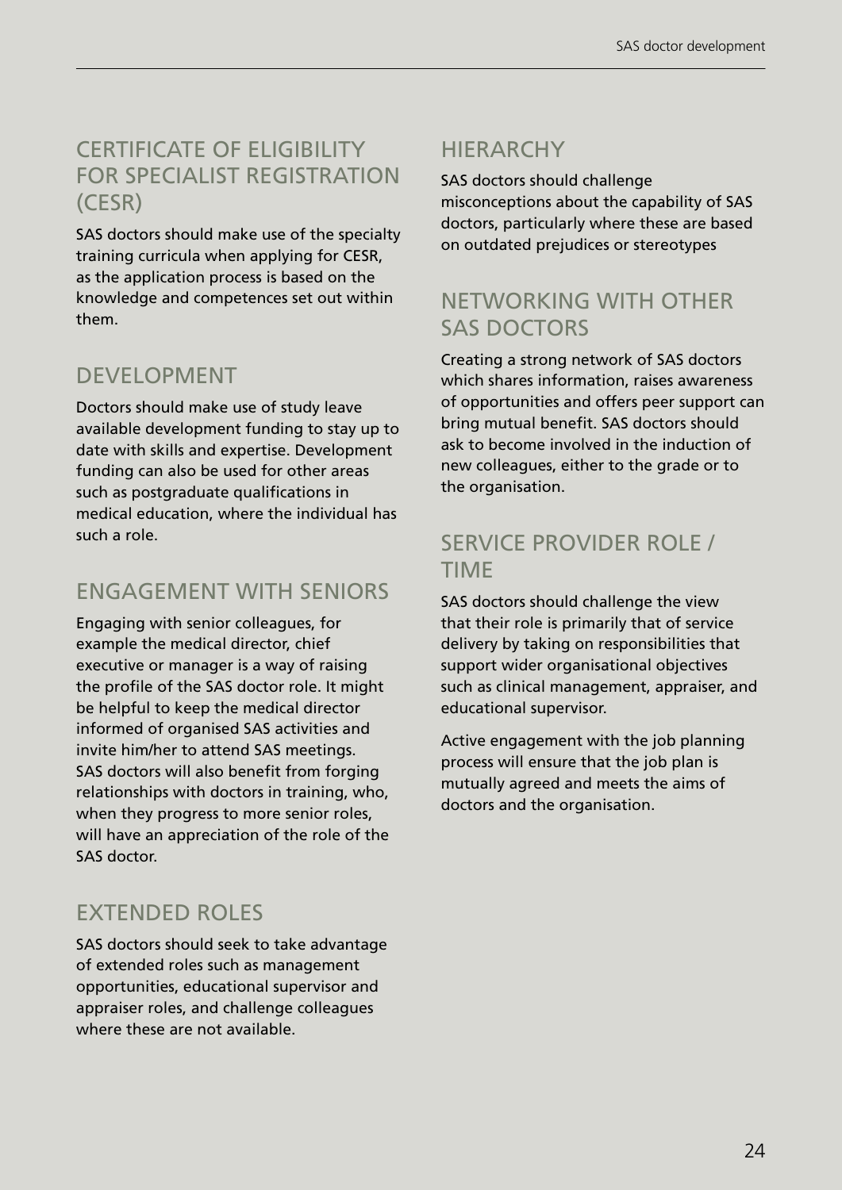## CERTIFICATE OF ELIGIBILITY FOR SPECIALIST REGISTRATION (CESR)

SAS doctors should make use of the specialty training curricula when applying for CESR, as the application process is based on the knowledge and competences set out within them.

## DEVELOPMENT

Doctors should make use of study leave available development funding to stay up to date with skills and expertise. Development funding can also be used for other areas such as postgraduate qualifications in medical education, where the individual has such a role.

## ENGAGEMENT WITH SENIORS

Engaging with senior colleagues, for example the medical director, chief executive or manager is a way of raising the profile of the SAS doctor role. It might be helpful to keep the medical director informed of organised SAS activities and invite him/her to attend SAS meetings. SAS doctors will also benefit from forging relationships with doctors in training, who, when they progress to more senior roles, will have an appreciation of the role of the SAS doctor.

## EXTENDED ROLES

SAS doctors should seek to take advantage of extended roles such as management opportunities, educational supervisor and appraiser roles, and challenge colleagues where these are not available.

## HIERARCHY

SAS doctors should challenge misconceptions about the capability of SAS doctors, particularly where these are based on outdated prejudices or stereotypes

## NETWORKING WITH OTHER SAS DOCTORS

Creating a strong network of SAS doctors which shares information, raises awareness of opportunities and offers peer support can bring mutual benefit. SAS doctors should ask to become involved in the induction of new colleagues, either to the grade or to the organisation.

## SERVICE PROVIDER ROLE / TIME

SAS doctors should challenge the view that their role is primarily that of service delivery by taking on responsibilities that support wider organisational objectives such as clinical management, appraiser, and educational supervisor.

Active engagement with the job planning process will ensure that the job plan is mutually agreed and meets the aims of doctors and the organisation.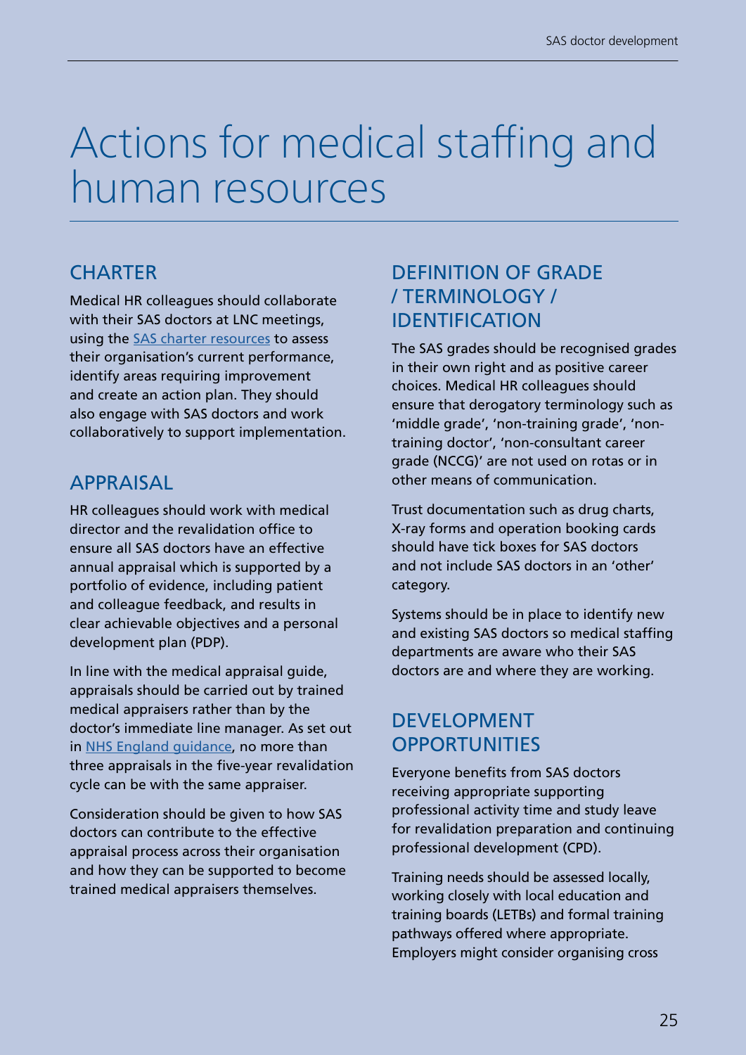# Actions for medical staffing and human resources

## CHARTER

Medical HR colleagues should collaborate with their SAS doctors at LNC meetings, using the SAS charter resources to assess their organisation's current performance, identify areas requiring improvement and create an action plan. They should also engage with SAS doctors and work collaboratively to support implementation.

## APPRAISAL

HR colleagues should work with medical director and the revalidation office to ensure all SAS doctors have an effective annual appraisal which is supported by a portfolio of evidence, including patient and colleague feedback, and results in clear achievable objectives and a personal development plan (PDP).

In line with the medical appraisal guide, appraisals should be carried out by trained medical appraisers rather than by the doctor's immediate line manager. As set out in NHS England guidance, no more than three appraisals in the five-year revalidation cycle can be with the same appraiser.

Consideration should be given to how SAS doctors can contribute to the effective appraisal process across their organisation and how they can be supported to become trained medical appraisers themselves.

## DEFINITION OF GRADE / TERMINOLOGY / IDENTIFICATION

The SAS grades should be recognised grades in their own right and as positive career choices. Medical HR colleagues should ensure that derogatory terminology such as 'middle grade', 'non-training grade', 'non-training doctor', 'non-consultant career grade (NCCG)' are not used on rotas or in other means of communication.

Trust documentation such as drug charts, X-ray forms and operation booking cards should have tick boxes for SAS doctors and not include SAS doctors in an 'other' category.

Systems should be in place to identify new and existing SAS doctors so medical staffing departments are aware who their SAS doctors are and where they are working.

## DEVELOPMENT OPPORTUNITIES

Everyone benefits from SAS doctors receiving appropriate supporting professional activity time and study leave for revalidation preparation and continuing professional development (CPD).

Training needs should be assessed locally, working closely with local education and training boards (LETBs) and formal training pathways offered where appropriate. Employers might consider organising cross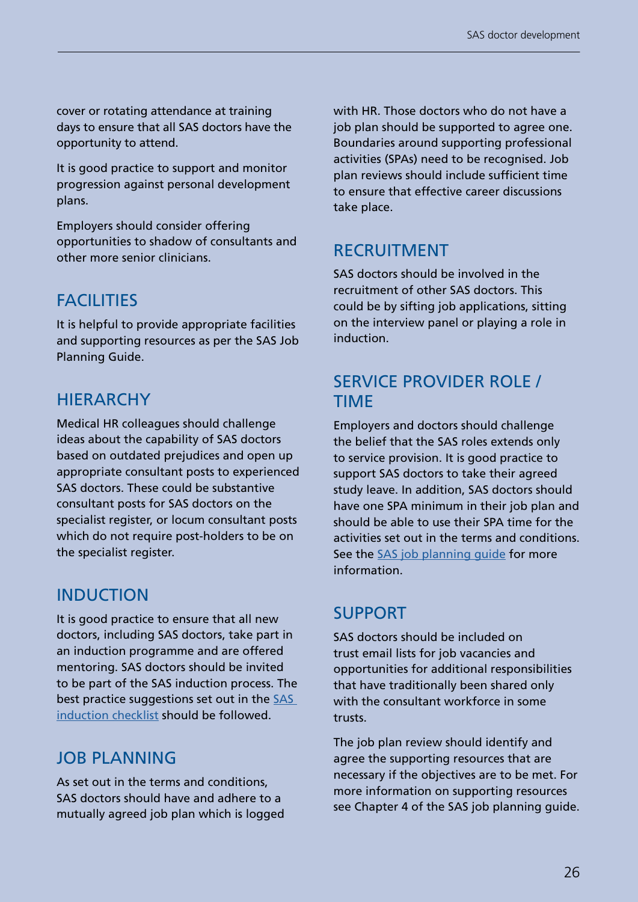cover or rotating attendance at training days to ensure that all SAS doctors have the opportunity to attend.

It is good practice to support and monitor progression against personal development plans.

Employers should consider offering opportunities to shadow of consultants and other more senior clinicians.

## FACILITIES

It is helpful to provide appropriate facilities and supporting resources as per the SAS Job Planning Guide.

## HIERARCHY

Medical HR colleagues should challenge ideas about the capability of SAS doctors based on outdated prejudices and open up appropriate consultant posts to experienced SAS doctors. These could be substantive consultant posts for SAS doctors on the specialist register, or locum consultant posts which do not require post-holders to be on the specialist register.

## INDUCTION

It is good practice to ensure that all new doctors, including SAS doctors, take part in an induction programme and are offered mentoring. SAS doctors should be invited to be part of the SAS induction process. The best practice suggestions set out in the SAS induction checklist should be followed.

## JOB PLANNING

As set out in the terms and conditions, SAS doctors should have and adhere to a mutually agreed job plan which is logged with HR. Those doctors who do not have a job plan should be supported to agree one. Boundaries around supporting professional activities (SPAs) need to be recognised. Job plan reviews should include sufficient time to ensure that effective career discussions take place.

## RECRUITMENT

SAS doctors should be involved in the recruitment of other SAS doctors. This could be by sifting job applications, sitting on the interview panel or playing a role in induction.

## SERVICE PROVIDER ROLE / TIME

Employers and doctors should challenge the belief that the SAS roles extends only to service provision. It is good practice to support SAS doctors to take their agreed study leave. In addition, SAS doctors should have one SPA minimum in their job plan and should be able to use their SPA time for the activities set out in the terms and conditions. See the SAS job planning guide for more information.

## SUPPORT

SAS doctors should be included on trust email lists for job vacancies and opportunities for additional responsibilities that have traditionally been shared only with the consultant workforce in some trusts.

The job plan review should identify and agree the supporting resources that are necessary if the objectives are to be met. For more information on supporting resources see Chapter 4 of the SAS job planning guide.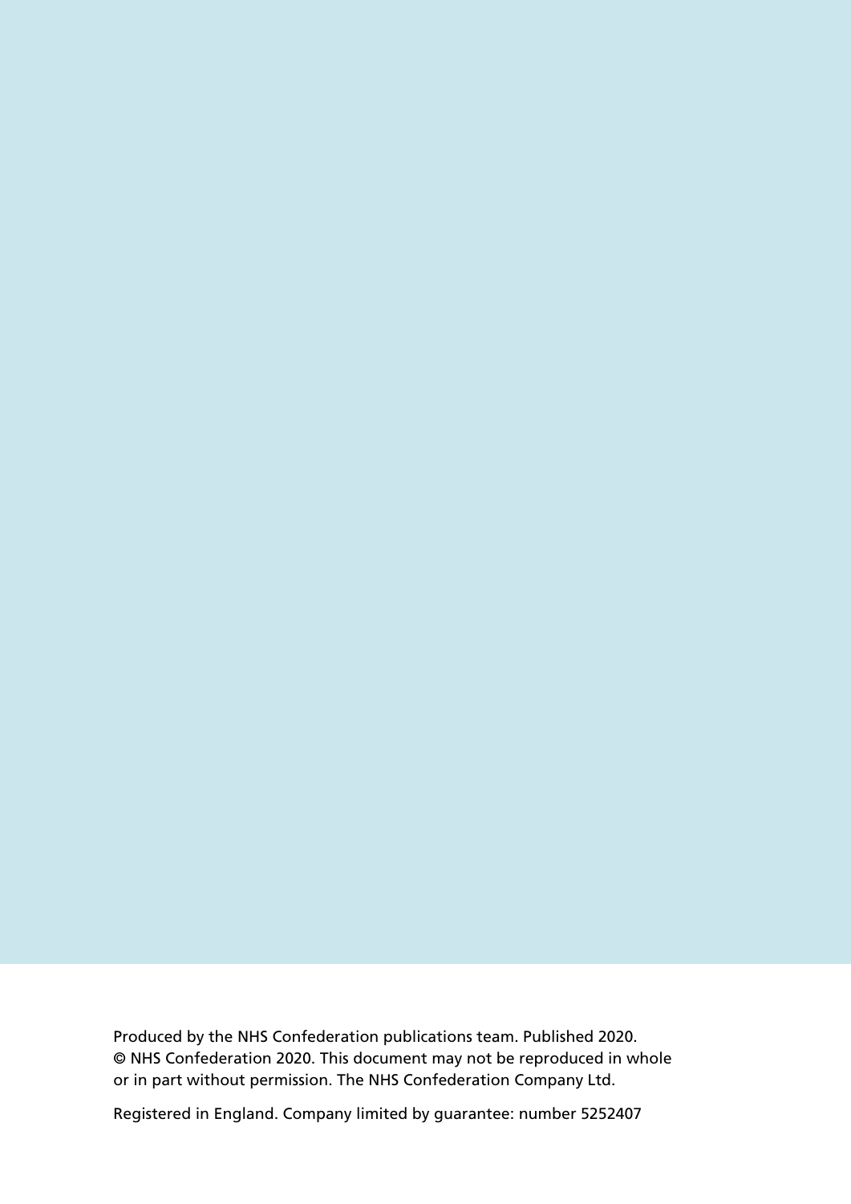Produced by the NHS Confederation publications team. Published 2020.
© NHS Confederation 2020. This document may not be reproduced in whole or in part without permission. The NHS Confederation Company Ltd.

Registered in England. Company limited by guarantee: number 5252407